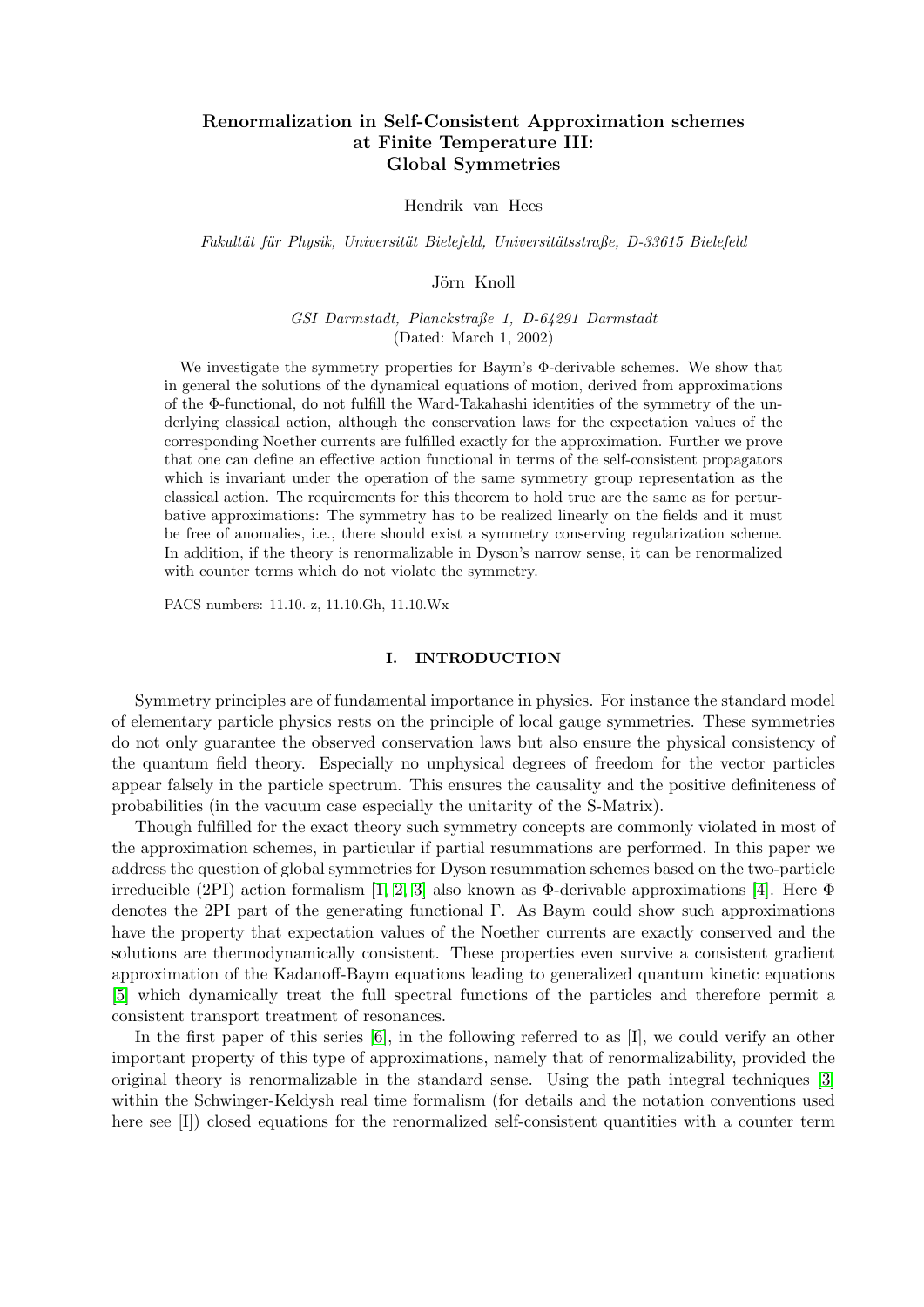# Renormalization in Self-Consistent Approximation schemes at Finite Temperature III: Global Symmetries

Hendrik van Hees

*Fakultät für Physik, Universität Bielefeld, Universitätsstraße, D-33615 Bielefeld*

Jörn Knoll

*GSI Darmstadt, Planckstraße 1, D-64291 Darmstadt*
(Dated: March 1, 2002)

We investigate the symmetry properties for Baym's Φ-derivable schemes. We show that in general the solutions of the dynamical equations of motion, derived from approximations of the Φ-functional, do not fulfill the Ward-Takahashi identities of the symmetry of the underlying classical action, although the conservation laws for the expectation values of the corresponding Noether currents are fulfilled exactly for the approximation. Further we prove that one can define an effective action functional in terms of the self-consistent propagators which is invariant under the operation of the same symmetry group representation as the classical action. The requirements for this theorem to hold true are the same as for perturbative approximations: The symmetry has to be realized linearly on the fields and it must be free of anomalies, i.e., there should exist a symmetry conserving regularization scheme. In addition, if the theory is renormalizable in Dyson's narrow sense, it can be renormalized with counter terms which do not violate the symmetry.

PACS numbers: 11.10.-z, 11.10.Gh, 11.10.Wx

## I. INTRODUCTION

Symmetry principles are of fundamental importance in physics. For instance the standard model of elementary particle physics rests on the principle of local gauge symmetries. These symmetries do not only guarantee the observed conservation laws but also ensure the physical consistency of the quantum field theory. Especially no unphysical degrees of freedom for the vector particles appear falsely in the particle spectrum. This ensures the causality and the positive definiteness of probabilities (in the vacuum case especially the unitarity of the S-Matrix).

Though fulfilled for the exact theory such symmetry concepts are commonly violated in most of the approximation schemes, in particular if partial resummations are performed. In this paper we address the question of global symmetries for Dyson resummation schemes based on the two-particle irreducible (2PI) action formalism [1, 2, 3] also known as Φ-derivable approximations [4]. Here Φ denotes the 2PI part of the generating functional Γ. As Baym could show such approximations have the property that expectation values of the Noether currents are exactly conserved and the solutions are thermodynamically consistent. These properties even survive a consistent gradient approximation of the Kadanoff-Baym equations leading to generalized quantum kinetic equations [5] which dynamically treat the full spectral functions of the particles and therefore permit a consistent transport treatment of resonances.

In the first paper of this series [6], in the following referred to as [I], we could verify an other important property of this type of approximations, namely that of renormalizability, provided the original theory is renormalizable in the standard sense. Using the path integral techniques [3] within the Schwinger-Keldysh real time formalism (for details and the notation conventions used here see [I]) closed equations for the renormalized self-consistent quantities with a counter term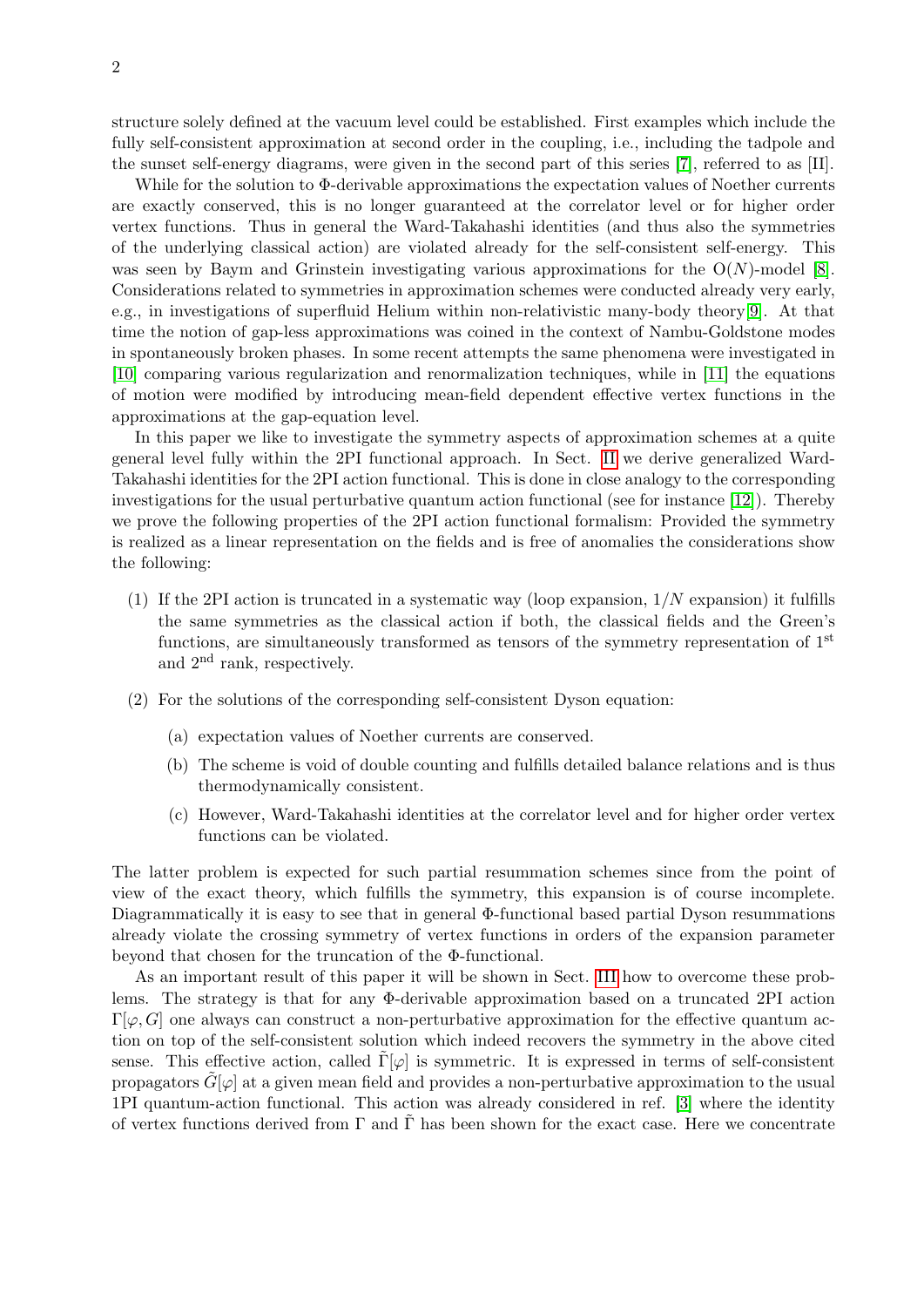structure solely defined at the vacuum level could be established. First examples which include the fully self-consistent approximation at second order in the coupling, i.e., including the tadpole and the sunset self-energy diagrams, were given in the second part of this series [7], referred to as [II].

While for the solution to $\Phi$-derivable approximations the expectation values of Noether currents are exactly conserved, this is no longer guaranteed at the correlator level or for higher order vertex functions. Thus in general the Ward-Takahashi identities (and thus also the symmetries of the underlying classical action) are violated already for the self-consistent self-energy. This was seen by Baym and Grinstein investigating various approximations for the $\mathrm{O}(N)$-model [8]. Considerations related to symmetries in approximation schemes were conducted already very early, e.g., in investigations of superfluid Helium within non-relativistic many-body theory[9]. At that time the notion of gap-less approximations was coined in the context of Nambu-Goldstone modes in spontaneously broken phases. In some recent attempts the same phenomena were investigated in [10] comparing various regularization and renormalization techniques, while in [11] the equations of motion were modified by introducing mean-field dependent effective vertex functions in the approximations at the gap-equation level.

In this paper we like to investigate the symmetry aspects of approximation schemes at a quite general level fully within the 2PI functional approach. In Sect. II we derive generalized Ward-Takahashi identities for the 2PI action functional. This is done in close analogy to the corresponding investigations for the usual perturbative quantum action functional (see for instance [12]). Thereby we prove the following properties of the 2PI action functional formalism: Provided the symmetry is realized as a linear representation on the fields and is free of anomalies the considerations show the following:

(1) If the 2PI action is truncated in a systematic way (loop expansion, $1/N$ expansion) it fulfills the same symmetries as the classical action if both, the classical fields and the Green's functions, are simultaneously transformed as tensors of the symmetry representation of 1[st] and 2[nd] rank, respectively.

(2) For the solutions of the corresponding self-consistent Dyson equation:

   (a) expectation values of Noether currents are conserved.

   (b) The scheme is void of double counting and fulfills detailed balance relations and is thus thermodynamically consistent.

   (c) However, Ward-Takahashi identities at the correlator level and for higher order vertex functions can be violated.

The latter problem is expected for such partial resummation schemes since from the point of view of the exact theory, which fulfills the symmetry, this expansion is of course incomplete. Diagrammatically it is easy to see that in general $\Phi$-functional based partial Dyson resummations already violate the crossing symmetry of vertex functions in orders of the expansion parameter beyond that chosen for the truncation of the $\Phi$-functional.

As an important result of this paper it will be shown in Sect. III how to overcome these problems. The strategy is that for any $\Phi$-derivable approximation based on a truncated 2PI action $\Gamma[\varphi, G]$ one always can construct a non-perturbative approximation for the effective quantum action on top of the self-consistent solution which indeed recovers the symmetry in the above cited sense. This effective action, called $\tilde{\Gamma}[\varphi]$ is symmetric. It is expressed in terms of self-consistent propagators $\tilde{G}[\varphi]$ at a given mean field and provides a non-perturbative approximation to the usual 1PI quantum-action functional. This action was already considered in ref. [3] where the identity of vertex functions derived from $\Gamma$ and $\tilde{\Gamma}$ has been shown for the exact case. Here we concentrate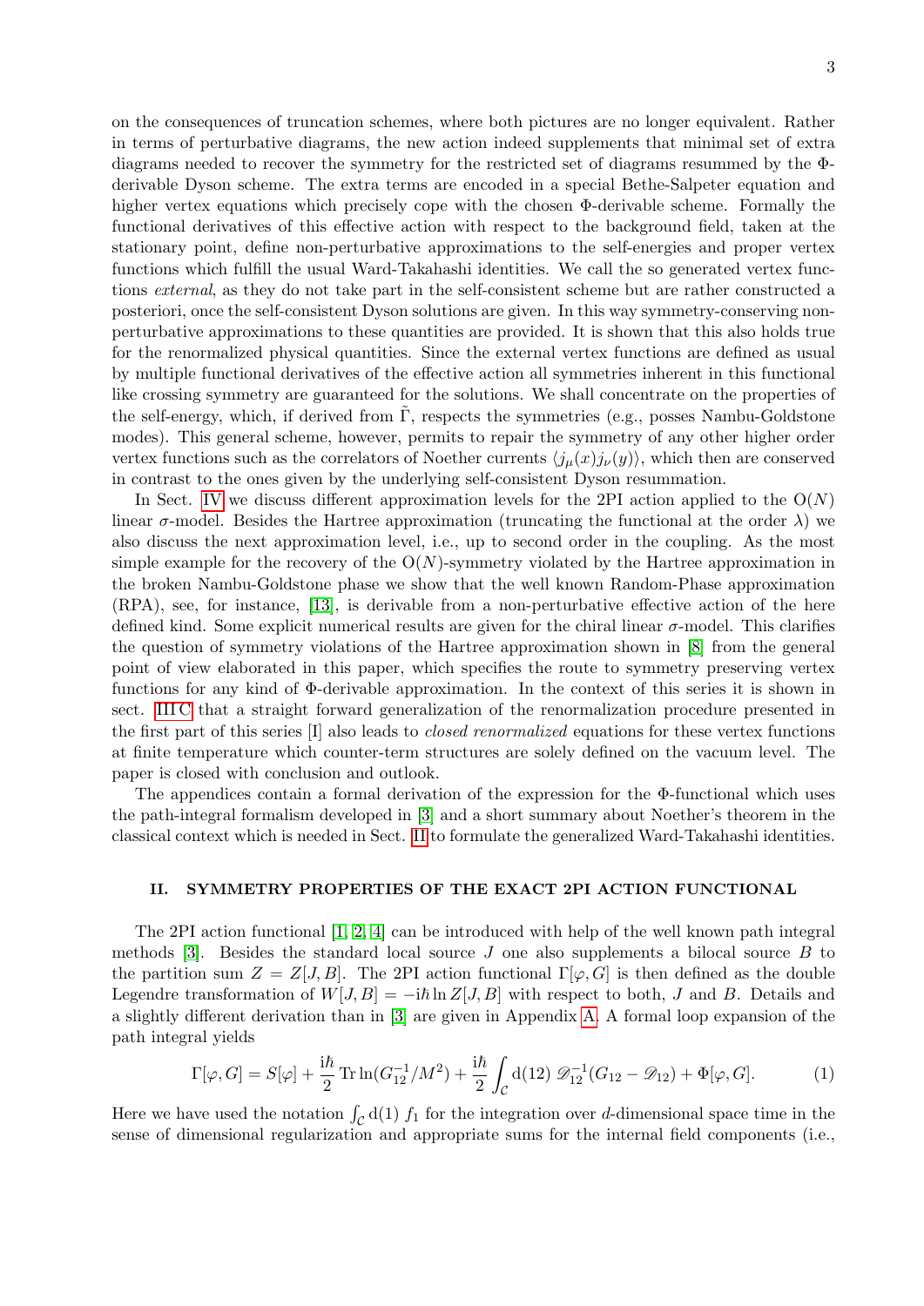on the consequences of truncation schemes, where both pictures are no longer equivalent. Rather in terms of perturbative diagrams, the new action indeed supplements that minimal set of extra diagrams needed to recover the symmetry for the restricted set of diagrams resummed by the Φ-derivable Dyson scheme. The extra terms are encoded in a special Bethe-Salpeter equation and higher vertex equations which precisely cope with the chosen Φ-derivable scheme. Formally the functional derivatives of this effective action with respect to the background field, taken at the stationary point, define non-perturbative approximations to the self-energies and proper vertex functions which fulfill the usual Ward-Takahashi identities. We call the so generated vertex functions *external*, as they do not take part in the self-consistent scheme but are rather constructed a posteriori, once the self-consistent Dyson solutions are given. In this way symmetry-conserving non-perturbative approximations to these quantities are provided. It is shown that this also holds true for the renormalized physical quantities. Since the external vertex functions are defined as usual by multiple functional derivatives of the effective action all symmetries inherent in this functional like crossing symmetry are guaranteed for the solutions. We shall concentrate on the properties of the self-energy, which, if derived from $\tilde{\Gamma}$, respects the symmetries (e.g., posses Nambu-Goldstone modes). This general scheme, however, permits to repair the symmetry of any other higher order vertex functions such as the correlators of Noether currents $\langle j_\mu(x) j_\nu(y)\rangle$, which then are conserved in contrast to the ones given by the underlying self-consistent Dyson resummation.

In Sect. IV we discuss different approximation levels for the 2PI action applied to the O($N$) linear $\sigma$-model. Besides the Hartree approximation (truncating the functional at the order $\lambda$) we also discuss the next approximation level, i.e., up to second order in the coupling. As the most simple example for the recovery of the O($N$)-symmetry violated by the Hartree approximation in the broken Nambu-Goldstone phase we show that the well known Random-Phase approximation (RPA), see, for instance, [13], is derivable from a non-perturbative effective action of the here defined kind. Some explicit numerical results are given for the chiral linear $\sigma$-model. This clarifies the question of symmetry violations of the Hartree approximation shown in [8] from the general point of view elaborated in this paper, which specifies the route to symmetry preserving vertex functions for any kind of Φ-derivable approximation. In the context of this series it is shown in sect. III C that a straight forward generalization of the renormalization procedure presented in the first part of this series [I] also leads to *closed renormalized* equations for these vertex functions at finite temperature which counter-term structures are solely defined on the vacuum level. The paper is closed with conclusion and outlook.

The appendices contain a formal derivation of the expression for the Φ-functional which uses the path-integral formalism developed in [3] and a short summary about Noether's theorem in the classical context which is needed in Sect. II to formulate the generalized Ward-Takahashi identities.

## II. SYMMETRY PROPERTIES OF THE EXACT 2PI ACTION FUNCTIONAL

The 2PI action functional [1, 2, 4] can be introduced with help of the well known path integral methods [3]. Besides the standard local source $J$ one also supplements a bilocal source $B$ to the partition sum $Z = Z[J, B]$. The 2PI action functional $\Gamma[\varphi, G]$ is then defined as the double Legendre transformation of $W[J, B] = -\mathrm{i}\hbar \ln Z[J, B]$ with respect to both, $J$ and $B$. Details and a slightly different derivation than in [3] are given in Appendix A. A formal loop expansion of the path integral yields

$$\Gamma[\varphi, G] = S[\varphi] + \frac{\mathrm{i}\hbar}{2} \operatorname{Tr} \ln(G_{12}^{-1}/M^2) + \frac{\mathrm{i}\hbar}{2} \int_{\mathcal{C}} \mathrm{d}(12)\; \mathscr{D}_{12}^{-1}(G_{12} - \mathscr{D}_{12}) + \Phi[\varphi, G]. \tag{1}$$

Here we have used the notation $\int_{\mathcal{C}} \mathrm{d}(1)\, f_1$ for the integration over $d$-dimensional space time in the sense of dimensional regularization and appropriate sums for the internal field components (i.e.,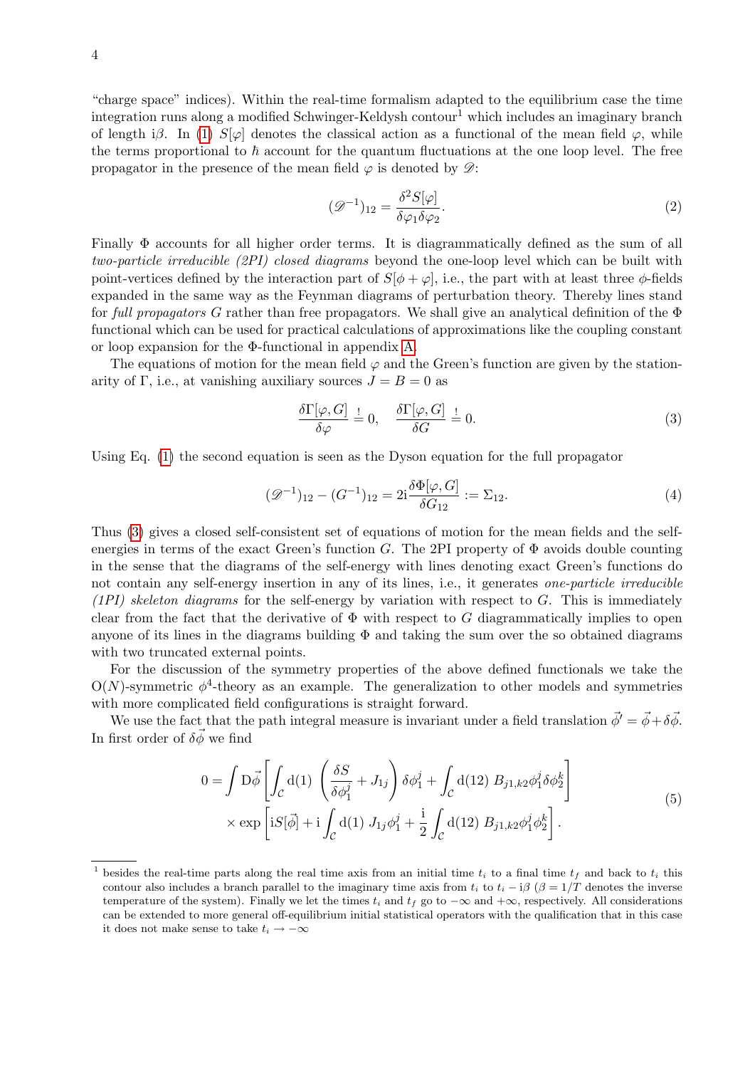"charge space" indices). Within the real-time formalism adapted to the equilibrium case the time integration runs along a modified Schwinger-Keldysh contour[1] which includes an imaginary branch of length $\mathrm{i}\beta$. In (1) $S[\varphi]$ denotes the classical action as a functional of the mean field $\varphi$, while the terms proportional to $\hbar$ account for the quantum fluctuations at the one loop level. The free propagator in the presence of the mean field $\varphi$ is denoted by $\mathscr{D}$:

$$(\mathscr{D}^{-1})_{12} = \frac{\delta^2 S[\varphi]}{\delta\varphi_1 \delta\varphi_2}. \tag{2}$$

Finally $\Phi$ accounts for all higher order terms. It is diagrammatically defined as the sum of all *two-particle irreducible (2PI) closed diagrams* beyond the one-loop level which can be built with point-vertices defined by the interaction part of $S[\phi + \varphi]$, i.e., the part with at least three $\phi$-fields expanded in the same way as the Feynman diagrams of perturbation theory. Thereby lines stand for *full propagators* $G$ rather than free propagators. We shall give an analytical definition of the $\Phi$ functional which can be used for practical calculations of approximations like the coupling constant or loop expansion for the $\Phi$-functional in appendix A.

The equations of motion for the mean field $\varphi$ and the Green's function are given by the stationarity of $\Gamma$, i.e., at vanishing auxiliary sources $J = B = 0$ as

$$\frac{\delta\Gamma[\varphi, G]}{\delta\varphi} \stackrel{!}{=} 0, \quad \frac{\delta\Gamma[\varphi, G]}{\delta G} \stackrel{!}{=} 0. \tag{3}$$

Using Eq. (1) the second equation is seen as the Dyson equation for the full propagator

$$(\mathscr{D}^{-1})_{12} - (G^{-1})_{12} = 2\mathrm{i}\frac{\delta\Phi[\varphi, G]}{\delta G_{12}} := \Sigma_{12}. \tag{4}$$

Thus (3) gives a closed self-consistent set of equations of motion for the mean fields and the self-energies in terms of the exact Green's function $G$. The 2PI property of $\Phi$ avoids double counting in the sense that the diagrams of the self-energy with lines denoting exact Green's functions do not contain any self-energy insertion in any of its lines, i.e., it generates *one-particle irreducible (1PI) skeleton diagrams* for the self-energy by variation with respect to $G$. This is immediately clear from the fact that the derivative of $\Phi$ with respect to $G$ diagrammatically implies to open anyone of its lines in the diagrams building $\Phi$ and taking the sum over the so obtained diagrams with two truncated external points.

For the discussion of the symmetry properties of the above defined functionals we take the $O(N)$-symmetric $\phi^4$-theory as an example. The generalization to other models and symmetries with more complicated field configurations is straight forward.

We use the fact that the path integral measure is invariant under a field translation $\vec{\phi}' = \vec{\phi} + \delta\vec{\phi}$. In first order of $\delta\vec{\phi}$ we find

$$\begin{split} 0 = \int \mathrm{D}\vec{\phi} \left[ \int_{\mathcal{C}} \mathrm{d}(1) \left( \frac{\delta S}{\delta\phi_1^j} + J_{1j} \right) \delta\phi_1^j + \int_{\mathcal{C}} \mathrm{d}(12)\ B_{j1,k2}\phi_1^j \delta\phi_2^k \right] \\ \times \exp\left[ \mathrm{i}S[\vec{\phi}] + \mathrm{i}\int_{\mathcal{C}} \mathrm{d}(1)\ J_{1j}\phi_1^j + \frac{\mathrm{i}}{2}\int_{\mathcal{C}} \mathrm{d}(12)\ B_{j1,k2}\phi_1^j \phi_2^k \right]. \end{split} \tag{5}$$

---

[1] besides the real-time parts along the real time axis from an initial time $t_i$ to a final time $t_f$ and back to $t_i$ this contour also includes a branch parallel to the imaginary time axis from $t_i$ to $t_i - \mathrm{i}\beta$ ($\beta = 1/T$ denotes the inverse temperature of the system). Finally we let the times $t_i$ and $t_f$ go to $-\infty$ and $+\infty$, respectively. All considerations can be extended to more general off-equilibrium initial statistical operators with the qualification that in this case it does not make sense to take $t_i \to -\infty$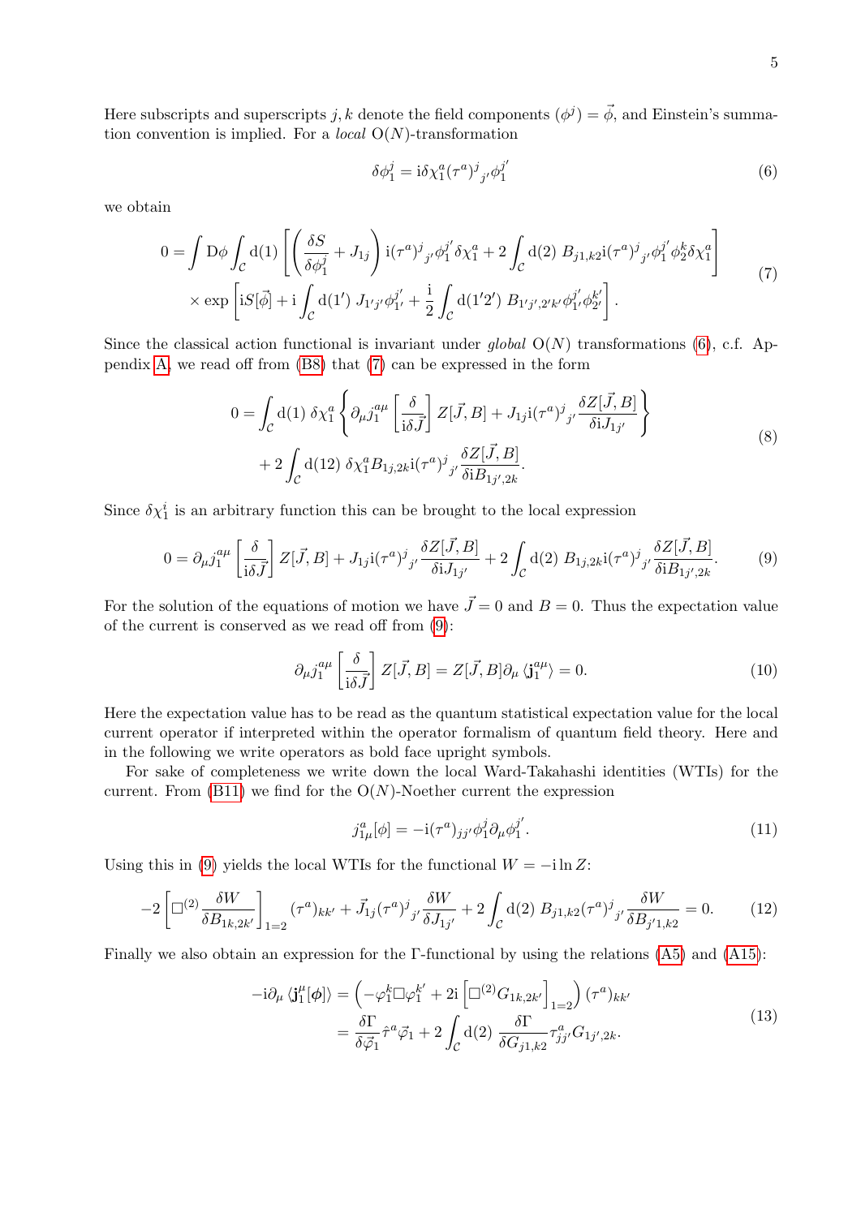Here subscripts and superscripts $j, k$ denote the field components $(\phi^j) = \vec{\phi}$, and Einstein's summation convention is implied. For a *local* $\mathrm{O}(N)$-transformation

$$\delta\phi_1^j = \mathrm{i}\delta\chi_1^a (\tau^a)^j{}_{j'}\phi_1^{j'} \tag{6}$$

we obtain

$$\begin{aligned} 0 = \int \mathrm{D}\phi \int_{\mathcal{C}} \mathrm{d}(1) \left[ \left( \frac{\delta S}{\delta \phi_1^j} + J_{1j} \right) \mathrm{i}(\tau^a)^j{}_{j'}\phi_1^{j'}\delta\chi_1^a + 2\int_{\mathcal{C}} \mathrm{d}(2)\; B_{j1,k2}\mathrm{i}(\tau^a)^j{}_{j'}\phi_1^{j'}\phi_2^k\delta\chi_1^a \right] \\ \times \exp\left[ \mathrm{i}S[\vec{\phi}] + \mathrm{i}\int_{\mathcal{C}} \mathrm{d}(1')\; J_{1'j'}\phi_{1'}^{j'} + \frac{\mathrm{i}}{2}\int_{\mathcal{C}} \mathrm{d}(1'2')\; B_{1'j',2'k'}\phi_{1'}^{j'}\phi_{2'}^{k'} \right]. \end{aligned} \tag{7}$$

Since the classical action functional is invariant under *global* $\mathrm{O}(N)$ transformations (6), c.f. Appendix A, we read off from (B8) that (7) can be expressed in the form

$$\begin{aligned} 0 = \int_{\mathcal{C}} \mathrm{d}(1)\; \delta\chi_1^a \left\{ \partial_\mu j_1^{a\mu}\left[\frac{\delta}{\mathrm{i}\delta\vec{J}}\right] Z[\vec{J},B] + J_{1j}\mathrm{i}(\tau^a)^j{}_{j'}\frac{\delta Z[\vec{J},B]}{\delta \mathrm{i}J_{1j'}} \right\} \\ + 2\int_{\mathcal{C}} \mathrm{d}(12)\; \delta\chi_1^a B_{1j,2k}\mathrm{i}(\tau^a)^j{}_{j'}\frac{\delta Z[\vec{J},B]}{\delta \mathrm{i}B_{1j',2k}}. \end{aligned} \tag{8}$$

Since $\delta\chi_1^i$ is an arbitrary function this can be brought to the local expression

$$0 = \partial_\mu j_1^{a\mu}\left[\frac{\delta}{\mathrm{i}\delta\vec{J}}\right] Z[\vec{J},B] + J_{1j}\mathrm{i}(\tau^a)^j{}_{j'}\frac{\delta Z[\vec{J},B]}{\delta \mathrm{i}J_{1j'}} + 2\int_{\mathcal{C}} \mathrm{d}(2)\; B_{1j,2k}\mathrm{i}(\tau^a)^j{}_{j'}\frac{\delta Z[\vec{J},B]}{\delta \mathrm{i}B_{1j',2k}}. \tag{9}$$

For the solution of the equations of motion we have $\vec{J} = 0$ and $B = 0$. Thus the expectation value of the current is conserved as we read off from (9):

$$\partial_\mu j_1^{a\mu}\left[\frac{\delta}{\mathrm{i}\delta\vec{J}}\right] Z[\vec{J},B] = Z[\vec{J},B]\partial_\mu \langle \mathbf{j}_1^{a\mu} \rangle = 0. \tag{10}$$

Here the expectation value has to be read as the quantum statistical expectation value for the local current operator if interpreted within the operator formalism of quantum field theory. Here and in the following we write operators as bold face upright symbols.

For sake of completeness we write down the local Ward-Takahashi identities (WTIs) for the current. From (B11) we find for the $\mathrm{O}(N)$-Noether current the expression

$$j_{1\mu}^a[\phi] = -\mathrm{i}(\tau^a)_{jj'}\phi_1^j\partial_\mu\phi_1^{j'}. \tag{11}$$

Using this in (9) yields the local WTIs for the functional $W = -\mathrm{i}\ln Z$:

$$-2\left[\Box^{(2)}\frac{\delta W}{\delta B_{1k,2k'}}\right]_{1=2}(\tau^a)_{kk'} + \vec{J}_{1j}(\tau^a)^j{}_{j'}\frac{\delta W}{\delta J_{1j'}} + 2\int_{\mathcal{C}} \mathrm{d}(2)\; B_{j1,k2}(\tau^a)^j{}_{j'}\frac{\delta W}{\delta B_{j'1,k2}} = 0. \tag{12}$$

Finally we also obtain an expression for the $\Gamma$-functional by using the relations (A5) and (A15):

$$\begin{aligned} -\mathrm{i}\partial_\mu \langle \mathbf{j}_1^\mu[\phi] \rangle &= \left( -\varphi_1^k \Box \varphi_1^{k'} + 2\mathrm{i}\left[\Box^{(2)}G_{1k,2k'}\right]_{1=2} \right)(\tau^a)_{kk'} \\ &= \frac{\delta\Gamma}{\delta\vec{\varphi}_1}\hat{\tau}^a\vec{\varphi}_1 + 2\int_{\mathcal{C}} \mathrm{d}(2)\; \frac{\delta\Gamma}{\delta G_{j1,k2}}\tau_{jj'}^a G_{1j',2k}. \end{aligned} \tag{13}$$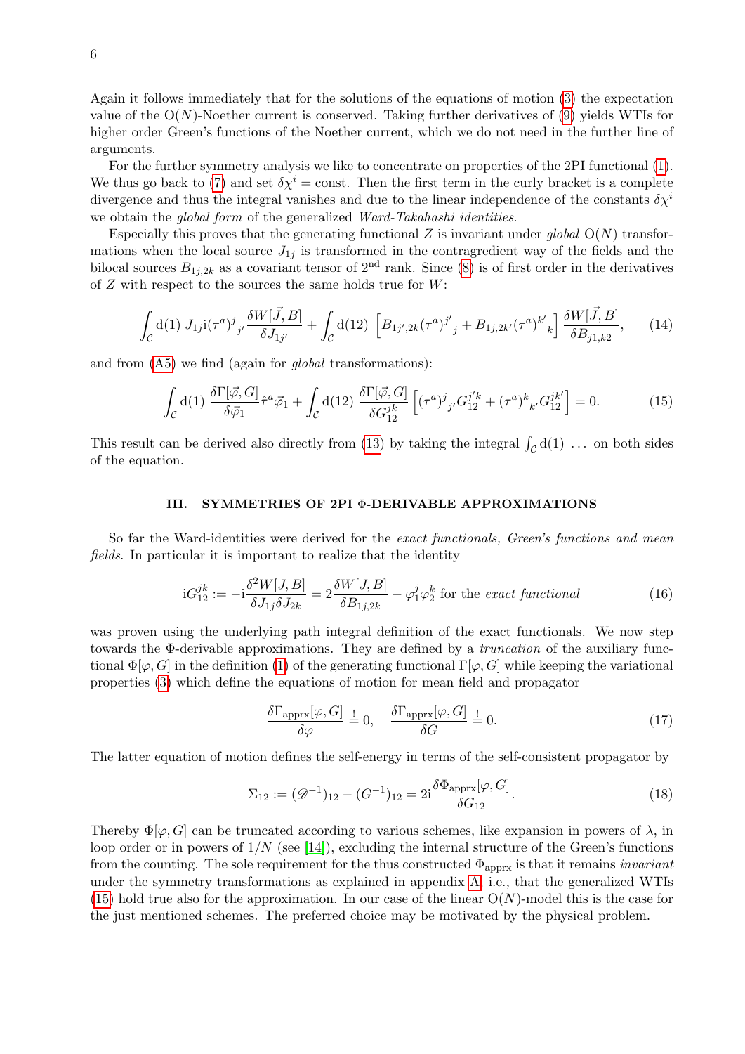Again it follows immediately that for the solutions of the equations of motion (3) the expectation value of the O($N$)-Noether current is conserved. Taking further derivatives of (9) yields WTIs for higher order Green's functions of the Noether current, which we do not need in the further line of arguments.

For the further symmetry analysis we like to concentrate on properties of the 2PI functional (1). We thus go back to (7) and set $\delta\chi^i = \text{const}$. Then the first term in the curly bracket is a complete divergence and thus the integral vanishes and due to the linear independence of the constants $\delta\chi^i$ we obtain the *global form* of the generalized *Ward-Takahashi identities*.

Especially this proves that the generating functional $Z$ is invariant under *global* O($N$) transformations when the local source $J_{1j}$ is transformed in the contragredient way of the fields and the bilocal sources $B_{1j,2k}$ as a covariant tensor of 2$^{\text{nd}}$ rank. Since (8) is of first order in the derivatives of $Z$ with respect to the sources the same holds true for $W$:

$$\int_{\mathcal{C}} \mathrm{d}(1)\; J_{1j} \mathrm{i}(\tau^a)^j{}_{j'} \frac{\delta W[\vec{J},B]}{\delta J_{1j'}} + \int_{\mathcal{C}} \mathrm{d}(12)\; \left[B_{1j',2k}(\tau^a)^{j'}{}_j + B_{1j,2k'}(\tau^a)^{k'}{}_k\right] \frac{\delta W[\vec{J},B]}{\delta B_{j1,k2}}, \tag{14}$$

and from (A5) we find (again for *global* transformations):

$$\int_{\mathcal{C}} \mathrm{d}(1)\; \frac{\delta \Gamma[\vec{\varphi},G]}{\delta \vec{\varphi}_1} \hat{\tau}^a \vec{\varphi}_1 + \int_{\mathcal{C}} \mathrm{d}(12)\; \frac{\delta \Gamma[\vec{\varphi},G]}{\delta G_{12}^{jk}} \left[(\tau^a)^j{}_{j'} G_{12}^{j'k} + (\tau^a)^k{}_{k'} G_{12}^{jk'}\right] = 0. \tag{15}$$

This result can be derived also directly from (13) by taking the integral $\int_{\mathcal{C}} \mathrm{d}(1)\, \ldots$ on both sides of the equation.

### III. SYMMETRIES OF 2PI Φ-DERIVABLE APPROXIMATIONS

So far the Ward-identities were derived for the *exact functionals, Green's functions and mean fields*. In particular it is important to realize that the identity

$$\mathrm{i}G_{12}^{jk} := -\mathrm{i}\frac{\delta^2 W[J,B]}{\delta J_{1j}\delta J_{2k}} = 2\frac{\delta W[J,B]}{\delta B_{1j,2k}} - \varphi_1^j \varphi_2^k \text{ for the } \textit{exact functional} \tag{16}$$

was proven using the underlying path integral definition of the exact functionals. We now step towards the Φ-derivable approximations. They are defined by a *truncation* of the auxiliary functional $\Phi[\varphi,G]$ in the definition (1) of the generating functional $\Gamma[\varphi,G]$ while keeping the variational properties (3) which define the equations of motion for mean field and propagator

$$\frac{\delta \Gamma_{\text{apprx}}[\varphi,G]}{\delta \varphi} \stackrel{!}{=} 0, \quad \frac{\delta \Gamma_{\text{apprx}}[\varphi,G]}{\delta G} \stackrel{!}{=} 0. \tag{17}$$

The latter equation of motion defines the self-energy in terms of the self-consistent propagator by

$$\Sigma_{12} := (\mathscr{D}^{-1})_{12} - (G^{-1})_{12} = 2\mathrm{i}\frac{\delta \Phi_{\text{apprx}}[\varphi,G]}{\delta G_{12}}. \tag{18}$$

Thereby $\Phi[\varphi,G]$ can be truncated according to various schemes, like expansion in powers of $\lambda$, in loop order or in powers of $1/N$ (see [14]), excluding the internal structure of the Green's functions from the counting. The sole requirement for the thus constructed $\Phi_{\text{apprx}}$ is that it remains *invariant* under the symmetry transformations as explained in appendix A, i.e., that the generalized WTIs (15) hold true also for the approximation. In our case of the linear O($N$)-model this is the case for the just mentioned schemes. The preferred choice may be motivated by the physical problem.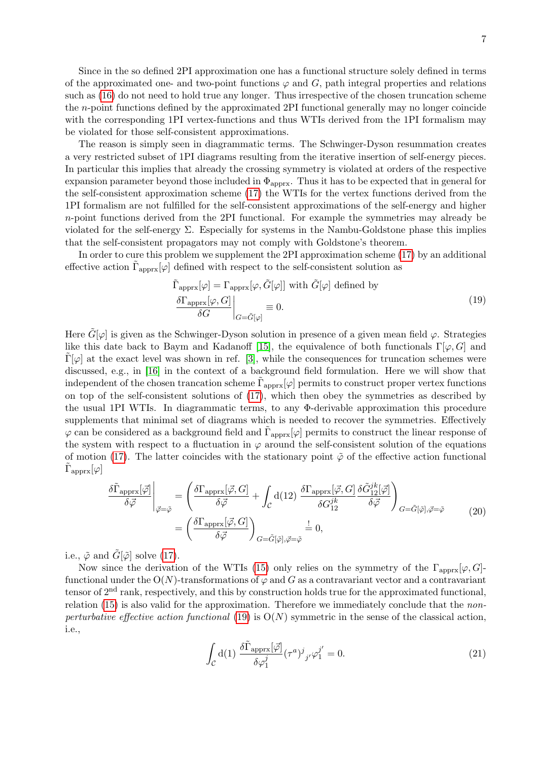Since in the so defined 2PI approximation one has a functional structure solely defined in terms of the approximated one- and two-point functions $\varphi$ and $G$, path integral properties and relations such as (16) do not need to hold true any longer. Thus irrespective of the chosen truncation scheme the $n$-point functions defined by the approximated 2PI functional generally may no longer coincide with the corresponding 1PI vertex-functions and thus WTIs derived from the 1PI formalism may be violated for those self-consistent approximations.

The reason is simply seen in diagrammatic terms. The Schwinger-Dyson resummation creates a very restricted subset of 1PI diagrams resulting from the iterative insertion of self-energy pieces. In particular this implies that already the crossing symmetry is violated at orders of the respective expansion parameter beyond those included in $\Phi_{\text{apprx}}$. Thus it has to be expected that in general for the self-consistent approximation scheme (17) the WTIs for the vertex functions derived from the 1PI formalism are not fulfilled for the self-consistent approximations of the self-energy and higher $n$-point functions derived from the 2PI functional. For example the symmetries may already be violated for the self-energy $\Sigma$. Especially for systems in the Nambu-Goldstone phase this implies that the self-consistent propagators may not comply with Goldstone's theorem.

In order to cure this problem we supplement the 2PI approximation scheme (17) by an additional effective action $\tilde{\Gamma}_{\text{apprx}}[\varphi]$ defined with respect to the self-consistent solution as

$$
\begin{aligned}
&\tilde{\Gamma}_{\text{apprx}}[\varphi] = \Gamma_{\text{apprx}}[\varphi, \tilde{G}[\varphi]] \text{ with } \tilde{G}[\varphi] \text{ defined by} \\
&\left.\frac{\delta \Gamma_{\text{apprx}}[\varphi, G]}{\delta G}\right|_{G=\tilde{G}[\varphi]} \equiv 0.
\end{aligned}
\tag{19}
$$

Here $\tilde{G}[\varphi]$ is given as the Schwinger-Dyson solution in presence of a given mean field $\varphi$. Strategies like this date back to Baym and Kadanoff [15], the equivalence of both functionals $\Gamma[\varphi, G]$ and $\tilde{\Gamma}[\varphi]$ at the exact level was shown in ref. [3], while the consequences for truncation schemes were discussed, e.g., in [16] in the context of a background field formulation. Here we will show that independent of the chosen trancation scheme $\tilde{\Gamma}_{\text{apprx}}[\varphi]$ permits to construct proper vertex functions on top of the self-consistent solutions of (17), which then obey the symmetries as described by the usual 1PI WTIs. In diagrammatic terms, to any $\Phi$-derivable approximation this procedure supplements that minimal set of diagrams which is needed to recover the symmetries. Effectively $\varphi$ can be considered as a background field and $\tilde{\Gamma}_{\text{apprx}}[\varphi]$ permits to construct the linear response of the system with respect to a fluctuation in $\varphi$ around the self-consistent solution of the equations of motion (17). The latter coincides with the stationary point $\tilde{\varphi}$ of the effective action functional $\tilde{\Gamma}_{\text{apprx}}[\varphi]$

$$
\begin{aligned}
\left.\frac{\delta \tilde{\Gamma}_{\text{apprx}}[\vec{\varphi}]}{\delta \vec{\varphi}}\right|_{\vec{\varphi}=\tilde{\varphi}} &= \left( \frac{\delta \Gamma_{\text{apprx}}[\vec{\varphi}, G]}{\delta \vec{\varphi}} + \int_{\mathcal{C}} \mathrm{d}(12)\, \frac{\delta \Gamma_{\text{apprx}}[\vec{\varphi}, G]}{\delta G_{12}^{jk}} \frac{\delta \tilde{G}_{12}^{jk}[\vec{\varphi}]}{\delta \vec{\varphi}} \right)_{G=\tilde{G}[\tilde{\varphi}], \vec{\varphi}=\tilde{\varphi}} \\
&= \left( \frac{\delta \Gamma_{\text{apprx}}[\vec{\varphi}, G]}{\delta \vec{\varphi}} \right)_{G=\tilde{G}[\tilde{\varphi}], \vec{\varphi}=\tilde{\varphi}} \stackrel{!}{=} 0,
\end{aligned}
\tag{20}
$$

i.e., $\tilde{\varphi}$ and $\tilde{G}[\tilde{\varphi}]$ solve (17).

Now since the derivation of the WTIs (15) only relies on the symmetry of the $\Gamma_{\text{apprx}}[\varphi, G]$-functional under the $\mathrm{O}(N)$-transformations of $\varphi$ and $G$ as a contravariant vector and a contravariant tensor of $2^{\text{nd}}$ rank, respectively, and this by construction holds true for the approximated functional, relation (15) is also valid for the approximation. Therefore we immediately conclude that the *non-perturbative effective action functional* (19) is $\mathrm{O}(N)$ symmetric in the sense of the classical action, i.e.,

$$
\int_{\mathcal{C}} \mathrm{d}(1)\, \frac{\delta \tilde{\Gamma}_{\text{apprx}}[\vec{\varphi}]}{\delta \varphi_1^j} (\tau^a)^j{}_{j'} \varphi_1^{j'} = 0.
\tag{21}
$$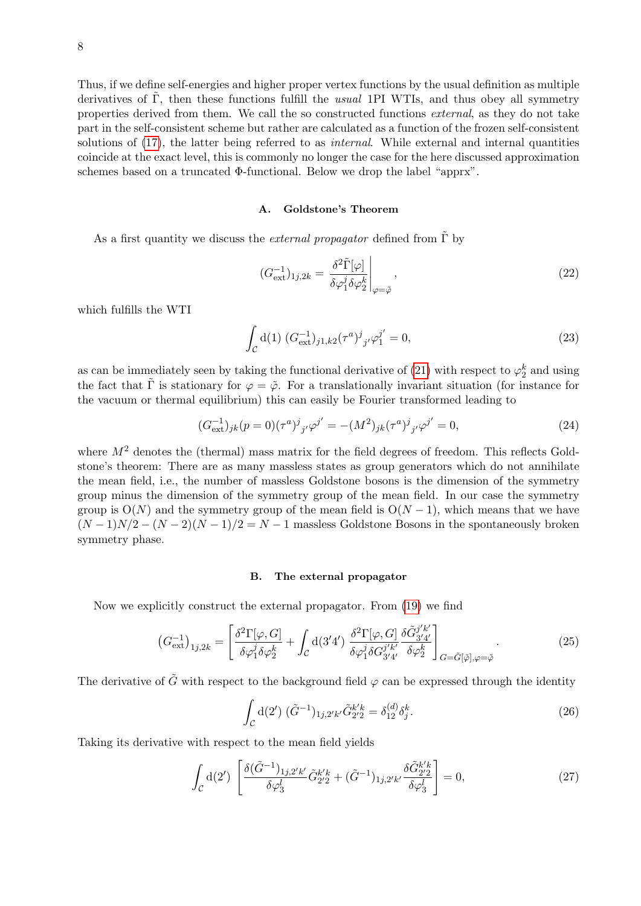Thus, if we define self-energies and higher proper vertex functions by the usual definition as multiple derivatives of $\tilde{\Gamma}$, then these functions fulfill the *usual* 1PI WTIs, and thus obey all symmetry properties derived from them. We call the so constructed functions *external*, as they do not take part in the self-consistent scheme but rather are calculated as a function of the frozen self-consistent solutions of (17), the latter being referred to as *internal*. While external and internal quantities coincide at the exact level, this is commonly no longer the case for the here discussed approximation schemes based on a truncated Φ-functional. Below we drop the label "apprx".

### A. Goldstone's Theorem

As a first quantity we discuss the *external propagator* defined from $\tilde{\Gamma}$ by

$$(G_{\text{ext}}^{-1})_{1j,2k} = \left. \frac{\delta^2 \tilde{\Gamma}[\varphi]}{\delta \varphi_1^j \delta \varphi_2^k} \right|_{\varphi=\tilde{\varphi}}, \tag{22}$$

which fulfills the WTI

$$\int_{\mathcal{C}} \mathrm{d}(1)\, (G_{\text{ext}}^{-1})_{j1,k2} (\tau^a)^j{}_{j'} \varphi_1^{j'} = 0, \tag{23}$$

as can be immediately seen by taking the functional derivative of (21) with respect to $\varphi_2^k$ and using the fact that $\tilde{\Gamma}$ is stationary for $\varphi = \tilde{\varphi}$. For a translationally invariant situation (for instance for the vacuum or thermal equilibrium) this can easily be Fourier transformed leading to

$$(G_{\text{ext}}^{-1})_{jk}(p=0) (\tau^a)^j{}_{j'} \varphi^{j'} = -(M^2)_{jk} (\tau^a)^j{}_{j'} \varphi^{j'} = 0, \tag{24}$$

where $M^2$ denotes the (thermal) mass matrix for the field degrees of freedom. This reflects Goldstone's theorem: There are as many massless states as group generators which do not annihilate the mean field, i.e., the number of massless Goldstone bosons is the dimension of the symmetry group minus the dimension of the symmetry group of the mean field. In our case the symmetry group is $\mathrm{O}(N)$ and the symmetry group of the mean field is $\mathrm{O}(N-1)$, which means that we have $(N-1)N/2 - (N-2)(N-1)/2 = N-1$ massless Goldstone Bosons in the spontaneously broken symmetry phase.

### B. The external propagator

Now we explicitly construct the external propagator. From (19) we find

$$\left(G_{\text{ext}}^{-1}\right)_{1j,2k} = \left[ \frac{\delta^2 \Gamma[\varphi, G]}{\delta \varphi_1^j \delta \varphi_2^k} + \int_{\mathcal{C}} \mathrm{d}(3'4')\, \frac{\delta^2 \Gamma[\varphi, G]}{\delta \varphi_1^j \delta G_{3'4'}^{j'k'}} \frac{\delta \tilde{G}_{3'4'}^{j'k'}}{\delta \varphi_2^k} \right]_{G=\tilde{G}[\tilde{\varphi}], \varphi=\tilde{\varphi}}. \tag{25}$$

The derivative of $\tilde{G}$ with respect to the background field $\varphi$ can be expressed through the identity

$$\int_{\mathcal{C}} \mathrm{d}(2')\, (\tilde{G}^{-1})_{1j,2'k'} \tilde{G}_{2'2}^{k'k} = \delta_{12}^{(d)} \delta_j^k. \tag{26}$$

Taking its derivative with respect to the mean field yields

$$\int_{\mathcal{C}} \mathrm{d}(2') \left[ \frac{\delta (\tilde{G}^{-1})_{1j,2'k'}}{\delta \varphi_3^l} \tilde{G}_{2'2}^{k'k} + (\tilde{G}^{-1})_{1j,2'k'} \frac{\delta \tilde{G}_{2'2}^{k'k}}{\delta \varphi_3^l} \right] = 0, \tag{27}$$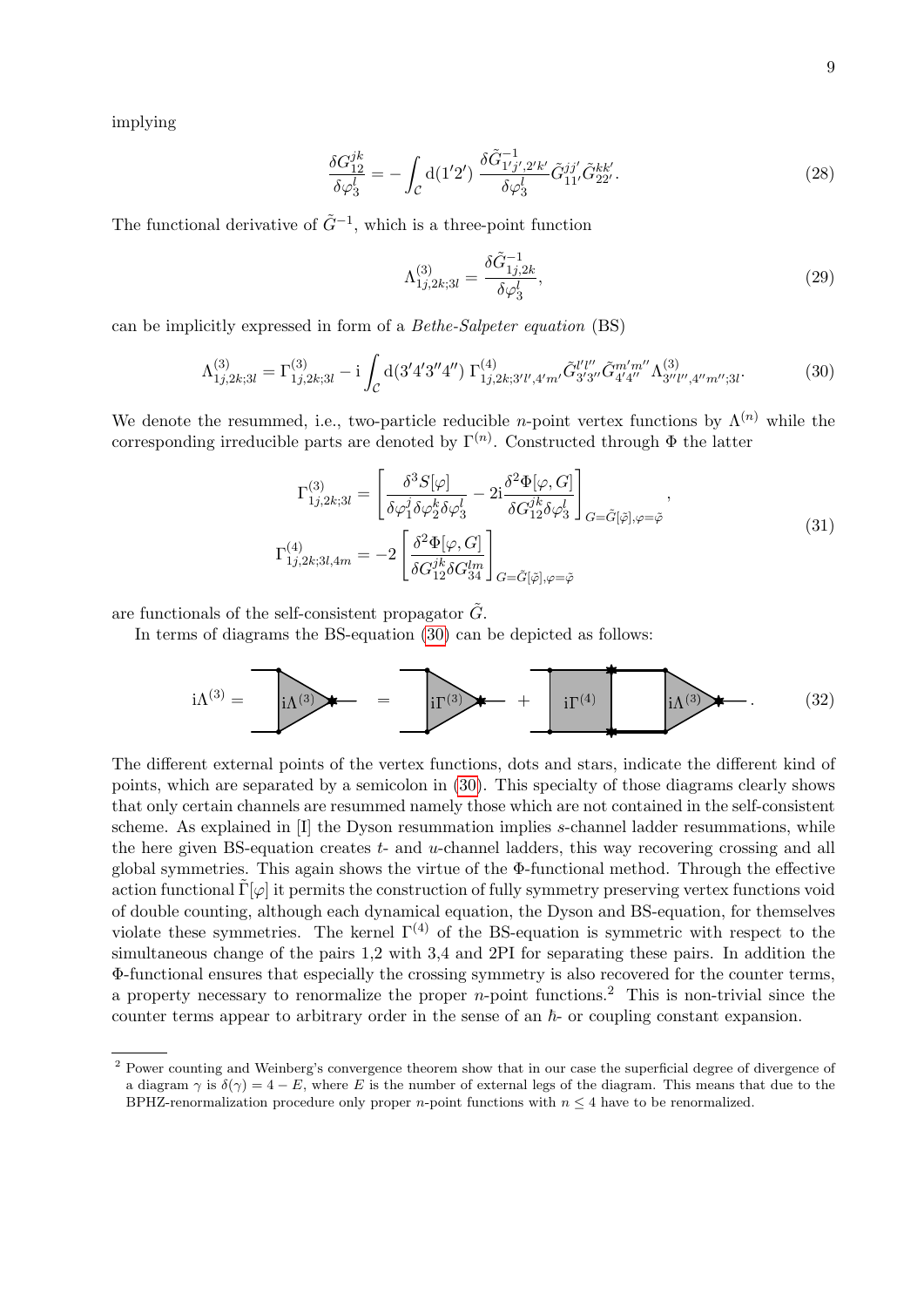implying

$$\frac{\delta G^{jk}_{12}}{\delta \varphi^l_3} = -\int_{\mathcal{C}} \mathrm{d}(1'2')\, \frac{\delta \tilde{G}^{-1}_{1'j',2'k'}}{\delta \varphi^l_3} \tilde{G}^{jj'}_{11'} \tilde{G}^{kk'}_{22'}. \tag{28}$$

The functional derivative of $\tilde{G}^{-1}$, which is a three-point function

$$\Lambda^{(3)}_{1j,2k;3l} = \frac{\delta \tilde{G}^{-1}_{1j,2k}}{\delta \varphi^l_3}, \tag{29}$$

can be implicitly expressed in form of a *Bethe-Salpeter equation* (BS)

$$\Lambda^{(3)}_{1j,2k;3l} = \Gamma^{(3)}_{1j,2k;3l} - \mathrm{i} \int_{\mathcal{C}} \mathrm{d}(3'4'3''4'')\, \Gamma^{(4)}_{1j,2k;3'l',4'm'} \tilde{G}^{l'l''}_{3'3''} \tilde{G}^{m'm''}_{4'4''} \Lambda^{(3)}_{3''l'',4''m'';3l}. \tag{30}$$

We denote the resummed, i.e., two-particle reducible $n$-point vertex functions by $\Lambda^{(n)}$ while the corresponding irreducible parts are denoted by $\Gamma^{(n)}$. Constructed through $\Phi$ the latter

$$\begin{aligned}
\Gamma^{(3)}_{1j,2k;3l} &= \left[ \frac{\delta^3 S[\varphi]}{\delta \varphi^j_1 \delta \varphi^k_2 \delta \varphi^l_3} - 2\mathrm{i} \frac{\delta^2 \Phi[\varphi, G]}{\delta G^{jk}_{12} \delta \varphi^l_3} \right]_{G=\tilde{G}[\tilde{\varphi}], \varphi=\tilde{\varphi}}, \\
\Gamma^{(4)}_{1j,2k;3l,4m} &= -2 \left[ \frac{\delta^2 \Phi[\varphi, G]}{\delta G^{jk}_{12} \delta G^{lm}_{34}} \right]_{G=\tilde{G}[\tilde{\varphi}], \varphi=\tilde{\varphi}}
\end{aligned} \tag{31}$$

are functionals of the self-consistent propagator $\tilde{G}$.

In terms of diagrams the BS-equation (30) can be depicted as follows:

$$\mathrm{i}\Lambda^{(3)} = [\mathrm{i}\Lambda^{(3)}] = [\mathrm{i}\Gamma^{(3)}] + [\mathrm{i}\Gamma^{(4)}][\mathrm{i}\Lambda^{(3)}]. \tag{32}$$

The different external points of the vertex functions, dots and stars, indicate the different kind of points, which are separated by a semicolon in (30). This specialty of those diagrams clearly shows that only certain channels are resummed namely those which are not contained in the self-consistent scheme. As explained in [I] the Dyson resummation implies $s$-channel ladder resummations, while the here given BS-equation creates $t$- and $u$-channel ladders, this way recovering crossing and all global symmetries. This again shows the virtue of the $\Phi$-functional method. Through the effective action functional $\tilde{\Gamma}[\varphi]$ it permits the construction of fully symmetry preserving vertex functions void of double counting, although each dynamical equation, the Dyson and BS-equation, for themselves violate these symmetries. The kernel $\Gamma^{(4)}$ of the BS-equation is symmetric with respect to the simultaneous change of the pairs 1,2 with 3,4 and 2PI for separating these pairs. In addition the $\Phi$-functional ensures that especially the crossing symmetry is also recovered for the counter terms, a property necessary to renormalize the proper $n$-point functions.[2] This is non-trivial since the counter terms appear to arbitrary order in the sense of an $\hbar$- or coupling constant expansion.

[2] Power counting and Weinberg's convergence theorem show that in our case the superficial degree of divergence of a diagram $\gamma$ is $\delta(\gamma) = 4 - E$, where $E$ is the number of external legs of the diagram. This means that due to the BPHZ-renormalization procedure only proper $n$-point functions with $n \leq 4$ have to be renormalized.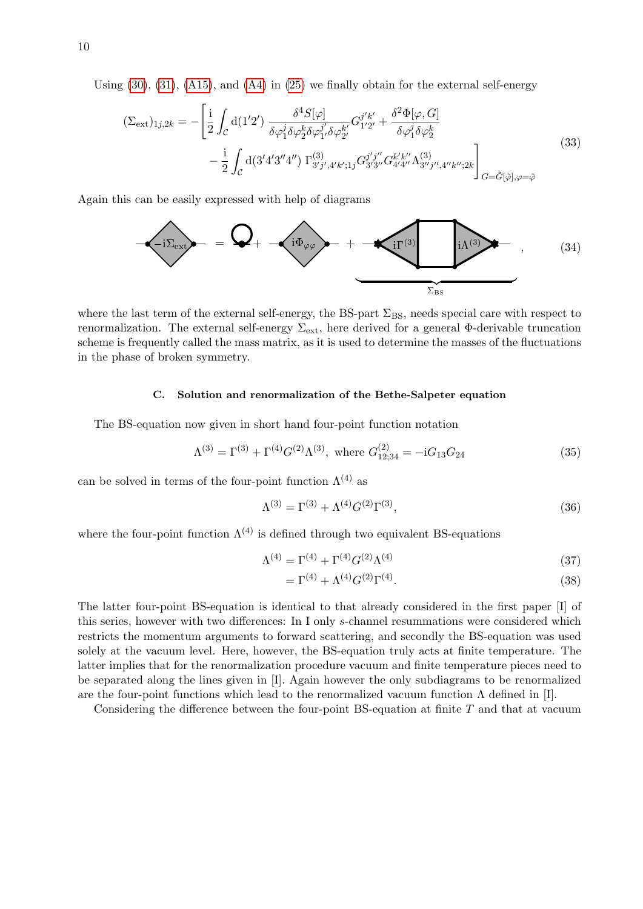Using (30), (31), (A15), and (A4) in (25) we finally obtain for the external self-energy

$$
\begin{aligned}
(\Sigma_{\text{ext}})_{1j,2k} = -\Bigg[ & \frac{\mathrm{i}}{2} \int_{\mathcal{C}} \mathrm{d}(1'2') \, \frac{\delta^4 S[\varphi]}{\delta\varphi_1^j \delta\varphi_2^k \delta\varphi_{1'}^{j'} \delta\varphi_{2'}^{k'}} G_{1'2'}^{j'k'} + \frac{\delta^2 \Phi[\varphi, G]}{\delta\varphi_1^j \delta\varphi_2^k} \\
& - \frac{\mathrm{i}}{2} \int_{\mathcal{C}} \mathrm{d}(3'4'3''4'') \, \Gamma^{(3)}_{3'j',4'k';1j} G_{3'3''}^{j'j''} G_{4'4''}^{k'k''} \Lambda^{(3)}_{3''j'',4''k'';2k} \Bigg]_{G=\tilde{G}[\tilde{\varphi}],\varphi=\tilde{\varphi}}
\end{aligned}
\tag{33}
$$

Again this can be easily expressed with help of diagrams

$$
-\mathrm{i}\Sigma_{\text{ext}} = (\text{tadpole}) + \mathrm{i}\Phi_{\varphi\varphi} + \underbrace{\mathrm{i}\Gamma^{(3)} \, \square \, \mathrm{i}\Lambda^{(3)}}_{\Sigma_{\text{BS}}}, \tag{34}
$$

where the last term of the external self-energy, the BS-part $\Sigma_{\text{BS}}$, needs special care with respect to renormalization. The external self-energy $\Sigma_{\text{ext}}$, here derived for a general $\Phi$-derivable truncation scheme is frequently called the mass matrix, as it is used to determine the masses of the fluctuations in the phase of broken symmetry.

### C. Solution and renormalization of the Bethe-Salpeter equation

The BS-equation now given in short hand four-point function notation

$$
\Lambda^{(3)} = \Gamma^{(3)} + \Gamma^{(4)} G^{(2)} \Lambda^{(3)}, \text{ where } G^{(2)}_{12;34} = -\mathrm{i} G_{13} G_{24} \tag{35}
$$

can be solved in terms of the four-point function $\Lambda^{(4)}$ as

$$
\Lambda^{(3)} = \Gamma^{(3)} + \Lambda^{(4)} G^{(2)} \Gamma^{(3)}, \tag{36}
$$

where the four-point function $\Lambda^{(4)}$ is defined through two equivalent BS-equations

$$
\begin{aligned}
\Lambda^{(4)} &= \Gamma^{(4)} + \Gamma^{(4)} G^{(2)} \Lambda^{(4)} & (37) \\
&= \Gamma^{(4)} + \Lambda^{(4)} G^{(2)} \Gamma^{(4)}. & (38)
\end{aligned}
$$

The latter four-point BS-equation is identical to that already considered in the first paper [I] of this series, however with two differences: In I only $s$-channel resummations were considered which restricts the momentum arguments to forward scattering, and secondly the BS-equation was used solely at the vacuum level. Here, however, the BS-equation truly acts at finite temperature. The latter implies that for the renormalization procedure vacuum and finite temperature pieces need to be separated along the lines given in [I]. Again however the only subdiagrams to be renormalized are the four-point functions which lead to the renormalized vacuum function $\Lambda$ defined in [I].

Considering the difference between the four-point BS-equation at finite $T$ and that at vacuum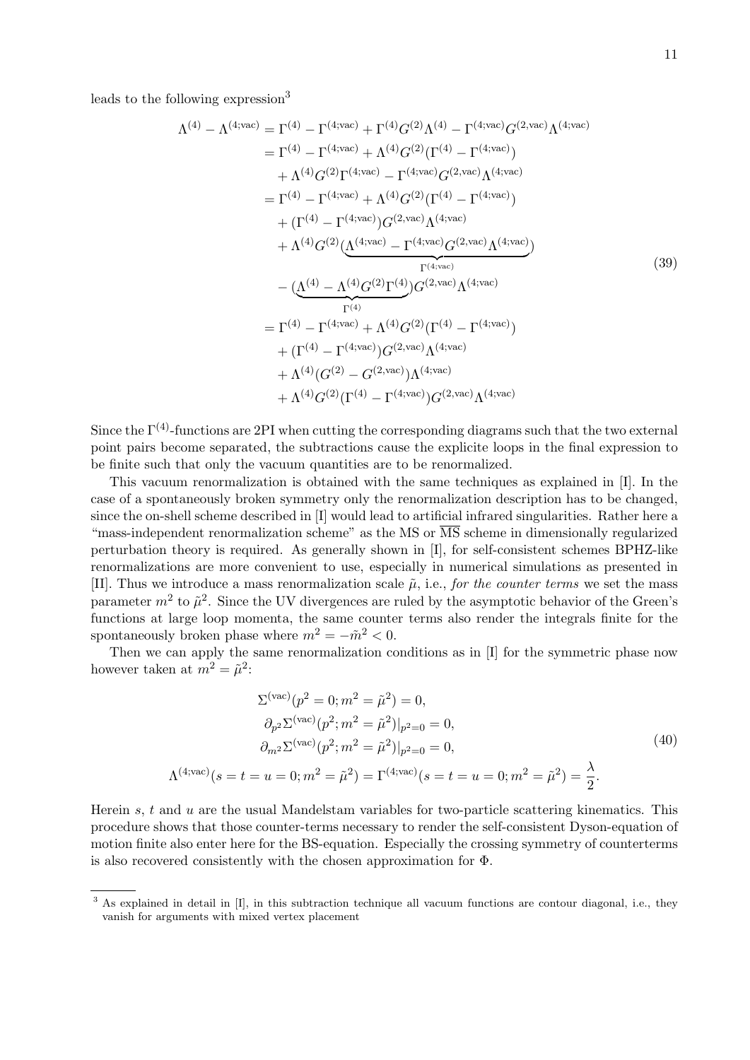leads to the following expression[3]

$$
\begin{aligned}
\Lambda^{(4)} - \Lambda^{(4;\mathrm{vac})} &= \Gamma^{(4)} - \Gamma^{(4;\mathrm{vac})} + \Gamma^{(4)} G^{(2)} \Lambda^{(4)} - \Gamma^{(4;\mathrm{vac})} G^{(2,\mathrm{vac})} \Lambda^{(4;\mathrm{vac})} \\
&= \Gamma^{(4)} - \Gamma^{(4;\mathrm{vac})} + \Lambda^{(4)} G^{(2)} (\Gamma^{(4)} - \Gamma^{(4;\mathrm{vac})}) \\
&\quad + \Lambda^{(4)} G^{(2)} \Gamma^{(4;\mathrm{vac})} - \Gamma^{(4;\mathrm{vac})} G^{(2,\mathrm{vac})} \Lambda^{(4;\mathrm{vac})} \\
&= \Gamma^{(4)} - \Gamma^{(4;\mathrm{vac})} + \Lambda^{(4)} G^{(2)} (\Gamma^{(4)} - \Gamma^{(4;\mathrm{vac})}) \\
&\quad + (\Gamma^{(4)} - \Gamma^{(4;\mathrm{vac})}) G^{(2,\mathrm{vac})} \Lambda^{(4;\mathrm{vac})} \\
&\quad + \Lambda^{(4)} G^{(2)} (\underbrace{\Lambda^{(4;\mathrm{vac})} - \Gamma^{(4;\mathrm{vac})} G^{(2,\mathrm{vac})} \Lambda^{(4;\mathrm{vac})}}_{\Gamma^{(4;\mathrm{vac})}}) \\
&\quad - (\underbrace{\Lambda^{(4)} - \Lambda^{(4)} G^{(2)} \Gamma^{(4)}}_{\Gamma^{(4)}}) G^{(2,\mathrm{vac})} \Lambda^{(4;\mathrm{vac})} \\
&= \Gamma^{(4)} - \Gamma^{(4;\mathrm{vac})} + \Lambda^{(4)} G^{(2)} (\Gamma^{(4)} - \Gamma^{(4;\mathrm{vac})}) \\
&\quad + (\Gamma^{(4)} - \Gamma^{(4;\mathrm{vac})}) G^{(2,\mathrm{vac})} \Lambda^{(4;\mathrm{vac})} \\
&\quad + \Lambda^{(4)} (G^{(2)} - G^{(2,\mathrm{vac})}) \Lambda^{(4;\mathrm{vac})} \\
&\quad + \Lambda^{(4)} G^{(2)} (\Gamma^{(4)} - \Gamma^{(4;\mathrm{vac})}) G^{(2,\mathrm{vac})} \Lambda^{(4;\mathrm{vac})}
\end{aligned}
\tag{39}
$$

Since the $\Gamma^{(4)}$-functions are 2PI when cutting the corresponding diagrams such that the two external point pairs become separated, the subtractions cause the explicite loops in the final expression to be finite such that only the vacuum quantities are to be renormalized.

This vacuum renormalization is obtained with the same techniques as explained in [I]. In the case of a spontaneously broken symmetry only the renormalization description has to be changed, since the on-shell scheme described in [I] would lead to artificial infrared singularities. Rather here a "mass-independent renormalization scheme" as the MS or $\overline{\mathrm{MS}}$ scheme in dimensionally regularized perturbation theory is required. As generally shown in [I], for self-consistent schemes BPHZ-like renormalizations are more convenient to use, especially in numerical simulations as presented in [II]. Thus we introduce a mass renormalization scale $\tilde{\mu}$, i.e., *for the counter terms* we set the mass parameter $m^2$ to $\tilde{\mu}^2$. Since the UV divergences are ruled by the asymptotic behavior of the Green's functions at large loop momenta, the same counter terms also render the integrals finite for the spontaneously broken phase where $m^2 = -\tilde{m}^2 < 0$.

Then we can apply the same renormalization conditions as in [I] for the symmetric phase now however taken at $m^2 = \tilde{\mu}^2$:

$$
\begin{aligned}
\Sigma^{(\mathrm{vac})}(p^2 = 0; m^2 = \tilde{\mu}^2) &= 0, \\
\partial_{p^2} \Sigma^{(\mathrm{vac})}(p^2; m^2 = \tilde{\mu}^2)|_{p^2=0} &= 0, \\
\partial_{m^2} \Sigma^{(\mathrm{vac})}(p^2; m^2 = \tilde{\mu}^2)|_{p^2=0} &= 0, \\
\Lambda^{(4;\mathrm{vac})}(s = t = u = 0; m^2 = \tilde{\mu}^2) = \Gamma^{(4;\mathrm{vac})}(s = t = u = 0; m^2 = \tilde{\mu}^2) &= \frac{\lambda}{2}.
\end{aligned}
\tag{40}
$$

Herein $s$, $t$ and $u$ are the usual Mandelstam variables for two-particle scattering kinematics. This procedure shows that those counter-terms necessary to render the self-consistent Dyson-equation of motion finite also enter here for the BS-equation. Especially the crossing symmetry of counterterms is also recovered consistently with the chosen approximation for $\Phi$.

---

[3] As explained in detail in [I], in this subtraction technique all vacuum functions are contour diagonal, i.e., they vanish for arguments with mixed vertex placement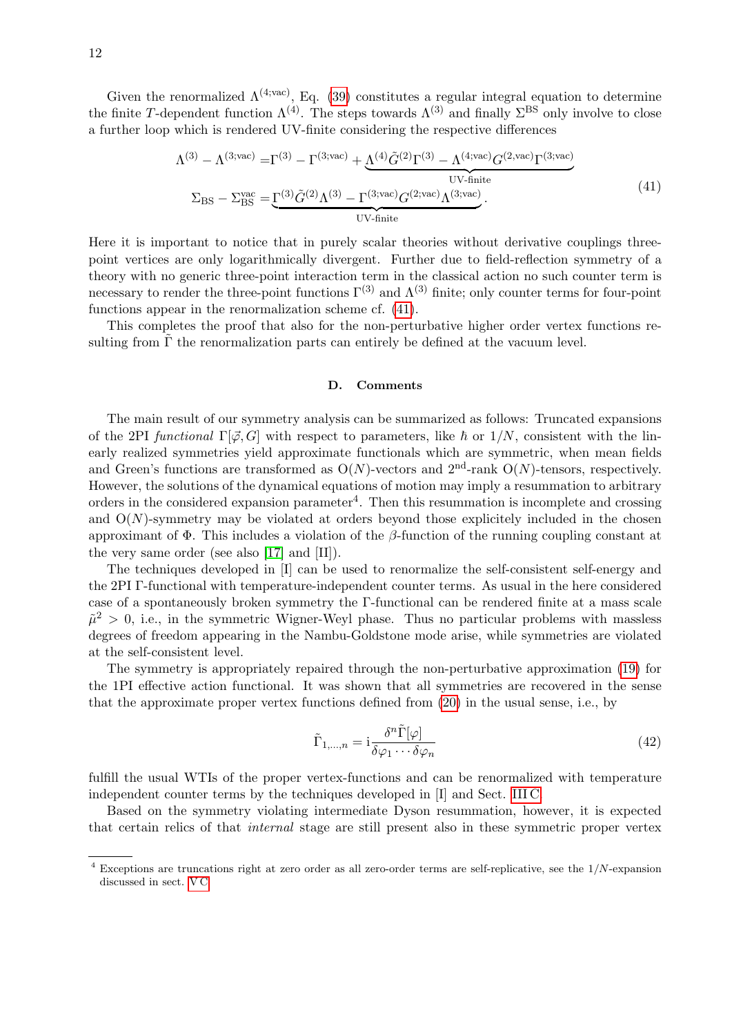Given the renormalized $\Lambda^{(4;\text{vac})}$, Eq. (39) constitutes a regular integral equation to determine the finite $T$-dependent function $\Lambda^{(4)}$. The steps towards $\Lambda^{(3)}$ and finally $\Sigma^{\text{BS}}$ only involve to close a further loop which is rendered UV-finite considering the respective differences

$$
\begin{aligned}
\Lambda^{(3)} - \Lambda^{(3;\text{vac})} &= \Gamma^{(3)} - \Gamma^{(3;\text{vac})} + \underbrace{\Lambda^{(4)}\tilde{G}^{(2)}\Gamma^{(3)} - \Lambda^{(4;\text{vac})}G^{(2,\text{vac})}\Gamma^{(3;\text{vac})}}_{\text{UV-finite}} \\
\Sigma_{\text{BS}} - \Sigma_{\text{BS}}^{\text{vac}} &= \underbrace{\Gamma^{(3)}\tilde{G}^{(2)}\Lambda^{(3)} - \Gamma^{(3;\text{vac})}G^{(2;\text{vac})}\Lambda^{(3;\text{vac})}}_{\text{UV-finite}}.
\end{aligned}
\tag{41}
$$

Here it is important to notice that in purely scalar theories without derivative couplings three-point vertices are only logarithmically divergent. Further due to field-reflection symmetry of a theory with no generic three-point interaction term in the classical action no such counter term is necessary to render the three-point functions $\Gamma^{(3)}$ and $\Lambda^{(3)}$ finite; only counter terms for four-point functions appear in the renormalization scheme cf. (41).

This completes the proof that also for the non-perturbative higher order vertex functions resulting from $\tilde{\Gamma}$ the renormalization parts can entirely be defined at the vacuum level.

### D. Comments

The main result of our symmetry analysis can be summarized as follows: Truncated expansions of the 2PI *functional* $\Gamma[\vec{\varphi}, G]$ with respect to parameters, like $\hbar$ or $1/N$, consistent with the linearly realized symmetries yield approximate functionals which are symmetric, when mean fields and Green's functions are transformed as $\mathrm{O}(N)$-vectors and $2^{\text{nd}}$-rank $\mathrm{O}(N)$-tensors, respectively. However, the solutions of the dynamical equations of motion may imply a resummation to arbitrary orders in the considered expansion parameter[4]. Then this resummation is incomplete and crossing and $\mathrm{O}(N)$-symmetry may be violated at orders beyond those explicitely included in the chosen approximant of $\Phi$. This includes a violation of the $\beta$-function of the running coupling constant at the very same order (see also [17] and [II]).

The techniques developed in [I] can be used to renormalize the self-consistent self-energy and the 2PI $\Gamma$-functional with temperature-independent counter terms. As usual in the here considered case of a spontaneously broken symmetry the $\Gamma$-functional can be rendered finite at a mass scale $\tilde{\mu}^2 > 0$, i.e., in the symmetric Wigner-Weyl phase. Thus no particular problems with massless degrees of freedom appearing in the Nambu-Goldstone mode arise, while symmetries are violated at the self-consistent level.

The symmetry is appropriately repaired through the non-perturbative approximation (19) for the 1PI effective action functional. It was shown that all symmetries are recovered in the sense that the approximate proper vertex functions defined from (20) in the usual sense, i.e., by

$$
\tilde{\Gamma}_{1,\ldots,n} = \mathrm{i}\frac{\delta^n \tilde{\Gamma}[\varphi]}{\delta\varphi_1 \cdots \delta\varphi_n}
\tag{42}
$$

fulfill the usual WTIs of the proper vertex-functions and can be renormalized with temperature independent counter terms by the techniques developed in [I] and Sect. III C.

Based on the symmetry violating intermediate Dyson resummation, however, it is expected that certain relics of that *internal* stage are still present also in these symmetric proper vertex

[4] Exceptions are truncations right at zero order as all zero-order terms are self-replicative, see the $1/N$-expansion discussed in sect. V C.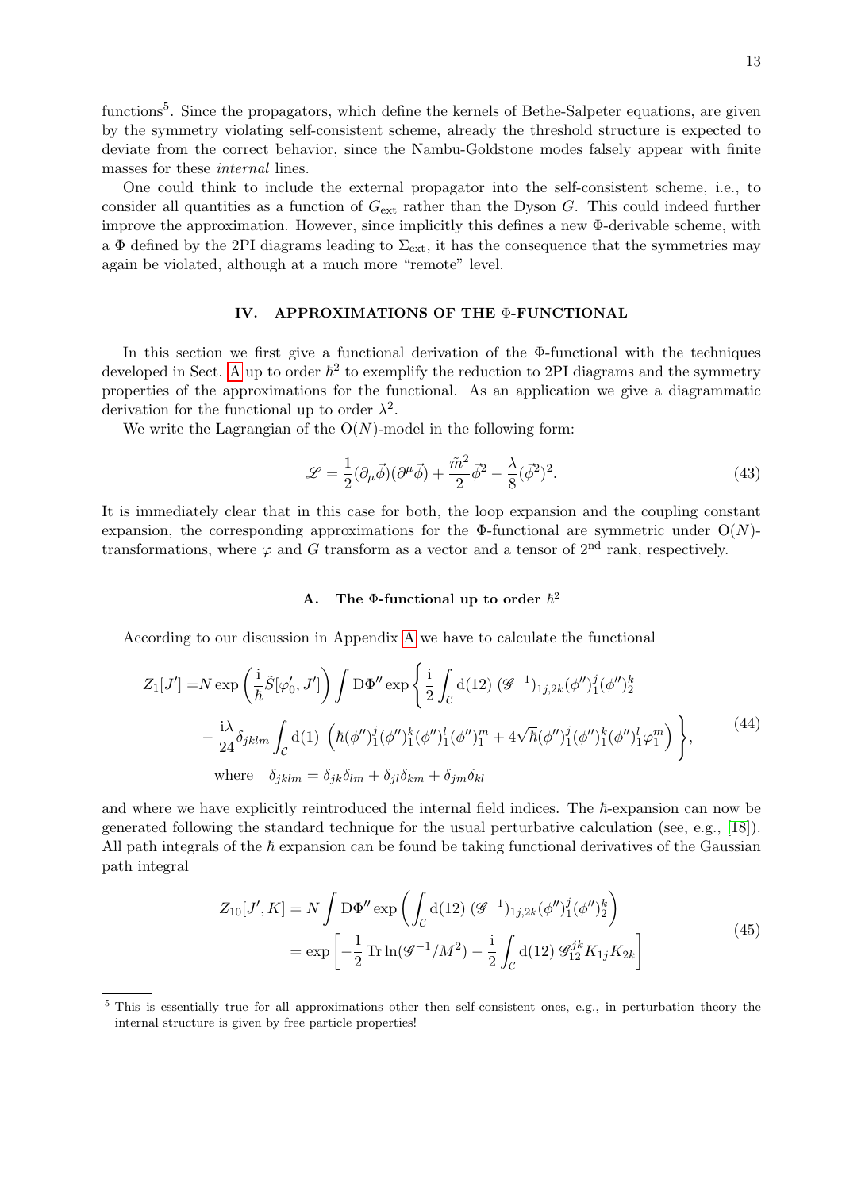functions[5]. Since the propagators, which define the kernels of Bethe-Salpeter equations, are given by the symmetry violating self-consistent scheme, already the threshold structure is expected to deviate from the correct behavior, since the Nambu-Goldstone modes falsely appear with finite masses for these *internal* lines.

One could think to include the external propagator into the self-consistent scheme, i.e., to consider all quantities as a function of $G_{\text{ext}}$ rather than the Dyson $G$. This could indeed further improve the approximation. However, since implicitly this defines a new $\Phi$-derivable scheme, with a $\Phi$ defined by the 2PI diagrams leading to $\Sigma_{\text{ext}}$, it has the consequence that the symmetries may again be violated, although at a much more "remote" level.

## IV. APPROXIMATIONS OF THE Φ-FUNCTIONAL

In this section we first give a functional derivation of the $\Phi$-functional with the techniques developed in Sect. A up to order $\hbar^2$ to exemplify the reduction to 2PI diagrams and the symmetry properties of the approximations for the functional. As an application we give a diagrammatic derivation for the functional up to order $\lambda^2$.

We write the Lagrangian of the O($N$)-model in the following form:

$$\mathscr{L} = \frac{1}{2}(\partial_\mu \vec{\phi})(\partial^\mu \vec{\phi}) + \frac{\tilde{m}^2}{2}\vec{\phi}^2 - \frac{\lambda}{8}(\vec{\phi}^2)^2. \tag{43}$$

It is immediately clear that in this case for both, the loop expansion and the coupling constant expansion, the corresponding approximations for the $\Phi$-functional are symmetric under O($N$)-transformations, where $\varphi$ and $G$ transform as a vector and a tensor of $2^{\text{nd}}$ rank, respectively.

### A. The Φ-functional up to order $\hbar^2$

According to our discussion in Appendix A we have to calculate the functional

$$\begin{aligned}
Z_1[J'] = & N \exp\left(\frac{\mathrm{i}}{\hbar}\tilde{S}[\varphi_0', J']\right) \int \mathrm{D}\Phi'' \exp\left\{\frac{\mathrm{i}}{2}\int_{\mathcal{C}} \mathrm{d}(12)\, (\mathscr{G}^{-1})_{1j,2k} (\phi'')_1^j (\phi'')_2^k \right. \\
& \left. - \frac{\mathrm{i}\lambda}{24}\delta_{jklm}\int_{\mathcal{C}} \mathrm{d}(1)\, \left(\hbar (\phi'')_1^j (\phi'')_1^k (\phi'')_1^l (\phi'')_1^m + 4\sqrt{\hbar} (\phi'')_1^j (\phi'')_1^k (\phi'')_1^l \varphi_1^m\right)\right\}, \\
& \text{where} \quad \delta_{jklm} = \delta_{jk}\delta_{lm} + \delta_{jl}\delta_{km} + \delta_{jm}\delta_{kl}
\end{aligned} \tag{44}$$

and where we have explicitly reintroduced the internal field indices. The $\hbar$-expansion can now be generated following the standard technique for the usual perturbative calculation (see, e.g., [18]). All path integrals of the $\hbar$ expansion can be found be taking functional derivatives of the Gaussian path integral

$$\begin{aligned}
Z_{10}[J', K] &= N \int \mathrm{D}\Phi'' \exp\left(\int_{\mathcal{C}} \mathrm{d}(12)\, (\mathscr{G}^{-1})_{1j,2k} (\phi'')_1^j (\phi'')_2^k\right) \\
&= \exp\left[-\frac{1}{2}\operatorname{Tr}\ln(\mathscr{G}^{-1}/M^2) - \frac{\mathrm{i}}{2}\int_{\mathcal{C}} \mathrm{d}(12)\, \mathscr{G}_{12}^{jk} K_{1j} K_{2k}\right]
\end{aligned} \tag{45}$$

---

[5] This is essentially true for all approximations other then self-consistent ones, e.g., in perturbation theory the internal structure is given by free particle properties!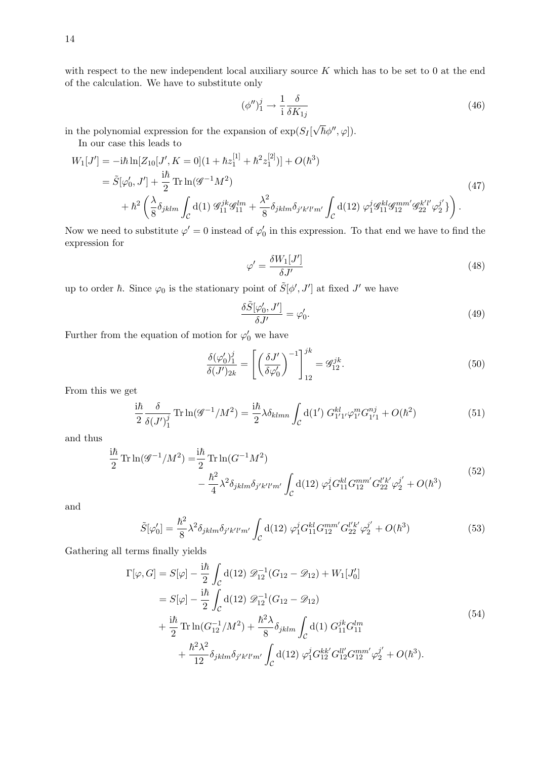with respect to the new independent local auxiliary source $K$ which has to be set to 0 at the end of the calculation. We have to substitute only

$$(\phi'')_1^j \to \frac{1}{\mathrm{i}} \frac{\delta}{\delta K_{1j}} \tag{46}$$

in the polynomial expression for the expansion of $\exp(S_I[\sqrt{\hbar}\phi'', \varphi])$.

In our case this leads to

$$\begin{aligned}
W_1[J'] &= -\mathrm{i}\hbar \ln[Z_{10}[J', K=0](1 + \hbar z_1^{[1]} + \hbar^2 z_1^{[2]})] + O(\hbar^3) \\
&= \tilde{S}[\varphi_0', J'] + \frac{\mathrm{i}\hbar}{2} \operatorname{Tr} \ln(\mathscr{G}^{-1} M^2) \\
&\quad + \hbar^2 \left( \frac{\lambda}{8} \delta_{jklm} \int_{\mathcal{C}} \mathrm{d}(1)\, \mathscr{G}_{11}^{jk} \mathscr{G}_{11}^{lm} + \frac{\lambda^2}{8} \delta_{jklm} \delta_{j'k'l'm'} \int_{\mathcal{C}} \mathrm{d}(12)\, \varphi_1^j \mathscr{G}_{11}^{kl} \mathscr{G}_{12}^{mm'} \mathscr{G}_{22}^{k'l'} \varphi_2^{j'} \} \right).
\end{aligned} \tag{47}$$

Now we need to substitute $\varphi' = 0$ instead of $\varphi_0'$ in this expression. To that end we have to find the expression for

$$\varphi' = \frac{\delta W_1[J']}{\delta J'} \tag{48}$$

up to order $\hbar$. Since $\varphi_0$ is the stationary point of $\tilde{S}[\phi', J']$ at fixed $J'$ we have

$$\frac{\delta \tilde{S}[\varphi_0', J']}{\delta J'} = \varphi_0'. \tag{49}$$

Further from the equation of motion for $\varphi_0'$ we have

$$\frac{\delta(\varphi_0')_1^j}{\delta(J')_{2k}} = \left[ \left( \frac{\delta J'}{\delta \varphi_0'} \right)^{-1} \right]_{12}^{jk} = \mathscr{G}_{12}^{jk}. \tag{50}$$

From this we get

$$\frac{\mathrm{i}\hbar}{2} \frac{\delta}{\delta(J')_1^j} \operatorname{Tr} \ln(\mathscr{G}^{-1}/M^2) = \frac{\mathrm{i}\hbar}{2} \lambda \delta_{klmn} \int_{\mathcal{C}} \mathrm{d}(1')\, G_{1'1'}^{kl} \varphi_{1'}^m G_{1'1}^{nj} + O(\hbar^2) \tag{51}$$

and thus

$$\begin{aligned}
\frac{\mathrm{i}\hbar}{2} \operatorname{Tr} \ln(\mathscr{G}^{-1}/M^2) =& \frac{\mathrm{i}\hbar}{2} \operatorname{Tr} \ln(G^{-1} M^2) \\
&- \frac{\hbar^2}{4} \lambda^2 \delta_{jklm} \delta_{j'k'l'm'} \int_{\mathcal{C}} \mathrm{d}(12)\, \varphi_1^j G_{11}^{kl} G_{12}^{mm'} G_{22}^{l'k'} \varphi_2^{j'} + O(\hbar^3)
\end{aligned} \tag{52}$$

and

$$\tilde{S}[\varphi_0'] = \frac{\hbar^2}{8} \lambda^2 \delta_{jklm} \delta_{j'k'l'm'} \int_{\mathcal{C}} \mathrm{d}(12)\, \varphi_1^j G_{11}^{kl} G_{12}^{mm'} G_{22}^{l'k'} \varphi_2^{j'} + O(\hbar^3) \tag{53}$$

Gathering all terms finally yields

$$\begin{aligned}
\Gamma[\varphi, G] &= S[\varphi] - \frac{\mathrm{i}\hbar}{2} \int_{\mathcal{C}} \mathrm{d}(12)\, \mathscr{D}_{12}^{-1}(G_{12} - \mathscr{D}_{12}) + W_1[J_0'] \\
&= S[\varphi] - \frac{\mathrm{i}\hbar}{2} \int_{\mathcal{C}} \mathrm{d}(12)\, \mathscr{D}_{12}^{-1}(G_{12} - \mathscr{D}_{12}) \\
&\quad + \frac{\mathrm{i}\hbar}{2} \operatorname{Tr} \ln(G_{12}^{-1}/M^2) + \frac{\hbar^2 \lambda}{8} \delta_{jklm} \int_{\mathcal{C}} \mathrm{d}(1)\, G_{11}^{jk} G_{11}^{lm} \\
&\quad + \frac{\hbar^2 \lambda^2}{12} \delta_{jklm} \delta_{j'k'l'm'} \int_{\mathcal{C}} \mathrm{d}(12)\, \varphi_1^j G_{12}^{kk'} G_{12}^{ll'} G_{12}^{mm'} \varphi_2^{j'} + O(\hbar^3).
\end{aligned} \tag{54}$$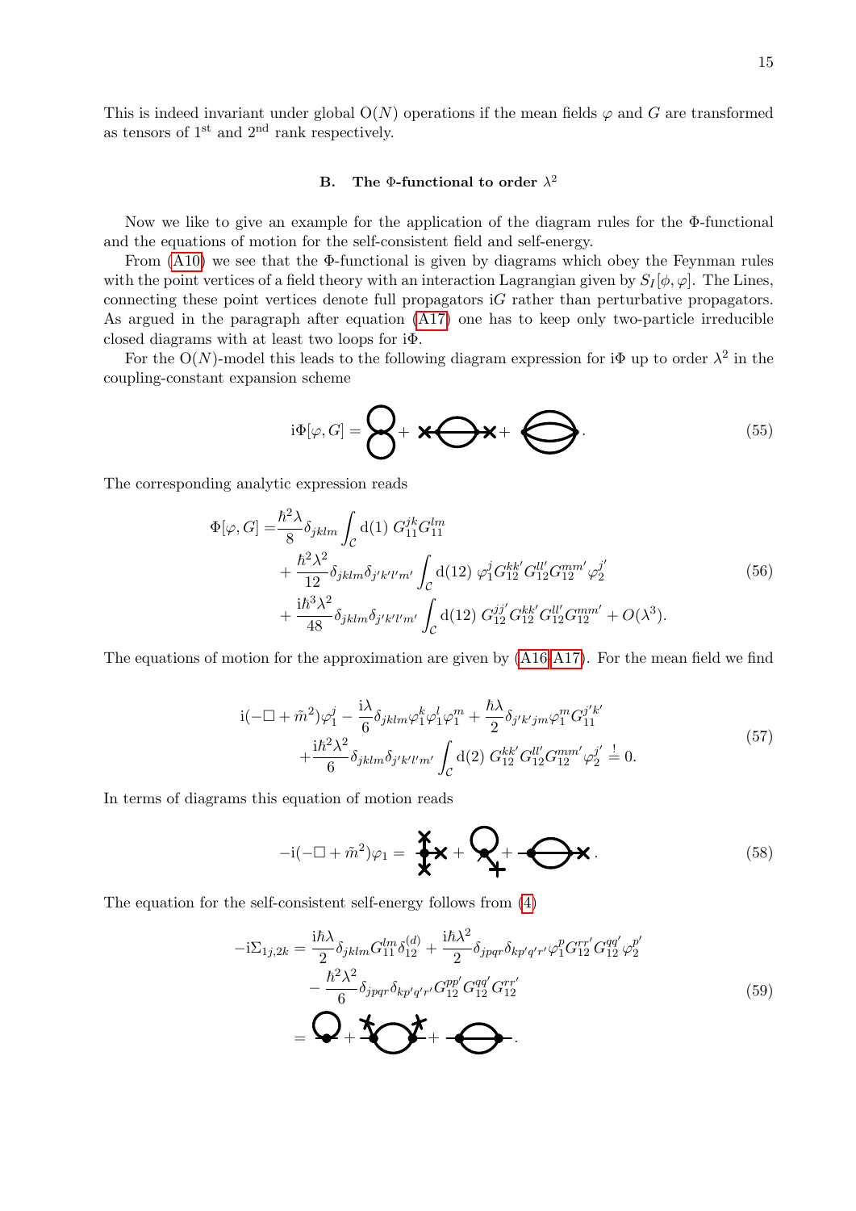This is indeed invariant under global O($N$) operations if the mean fields $\varphi$ and $G$ are transformed as tensors of 1[st] and 2[nd] rank respectively.

### B. The Φ-functional to order $\lambda^2$

Now we like to give an example for the application of the diagram rules for the Φ-functional and the equations of motion for the self-consistent field and self-energy.

From (A10) we see that the Φ-functional is given by diagrams which obey the Feynman rules with the point vertices of a field theory with an interaction Lagrangian given by $S_I[\phi, \varphi]$. The Lines, connecting these point vertices denote full propagators i$G$ rather than perturbative propagators. As argued in the paragraph after equation (A17) one has to keep only two-particle irreducible closed diagrams with at least two loops for i$\Phi$.

For the O($N$)-model this leads to the following diagram expression for i$\Phi$ up to order $\lambda^2$ in the coupling-constant expansion scheme

$$\mathrm{i}\Phi[\varphi, G] = [\text{diagram}] + [\text{diagram}] + [\text{diagram}]. \tag{55}$$

The corresponding analytic expression reads

$$\begin{aligned}
\Phi[\varphi, G] =& \frac{\hbar^2 \lambda}{8} \delta_{jklm} \int_{\mathcal{C}} \mathrm{d}(1)\ G_{11}^{jk} G_{11}^{lm} \\
&+ \frac{\hbar^2 \lambda^2}{12} \delta_{jklm} \delta_{j'k'l'm'} \int_{\mathcal{C}} \mathrm{d}(12)\ \varphi_1^j G_{12}^{kk'} G_{12}^{ll'} G_{12}^{mm'} \varphi_2^{j'} \\
&+ \frac{\mathrm{i}\hbar^3 \lambda^2}{48} \delta_{jklm} \delta_{j'k'l'm'} \int_{\mathcal{C}} \mathrm{d}(12)\ G_{12}^{jj'} G_{12}^{kk'} G_{12}^{ll'} G_{12}^{mm'} + O(\lambda^3).
\end{aligned} \tag{56}$$

The equations of motion for the approximation are given by (A16-A17). For the mean field we find

$$\begin{aligned}
&\mathrm{i}(-\Box + \tilde{m}^2)\varphi_1^j - \frac{\mathrm{i}\lambda}{6} \delta_{jklm} \varphi_1^k \varphi_1^l \varphi_1^m + \frac{\hbar \lambda}{2} \delta_{j'k'jm} \varphi_1^m G_{11}^{j'k'} \\
&\quad + \frac{\mathrm{i}\hbar^2 \lambda^2}{6} \delta_{jklm} \delta_{j'k'l'm'} \int_{\mathcal{C}} \mathrm{d}(2)\ G_{12}^{kk'} G_{12}^{ll'} G_{12}^{mm'} \varphi_2^{j'} \stackrel{!}{=} 0.
\end{aligned} \tag{57}$$

In terms of diagrams this equation of motion reads

$$-\mathrm{i}(-\Box + \tilde{m}^2)\varphi_1 = [\text{diagram}] + [\text{diagram}] + [\text{diagram}]. \tag{58}$$

The equation for the self-consistent self-energy follows from (4)

$$\begin{aligned}
-\mathrm{i}\Sigma_{1j,2k} =& \frac{\mathrm{i}\hbar\lambda}{2} \delta_{jklm} G_{11}^{lm} \delta_{12}^{(d)} + \frac{\mathrm{i}\hbar\lambda^2}{2} \delta_{jpqr} \delta_{kp'q'r'} \varphi_1^p G_{12}^{rr'} G_{12}^{qq'} \varphi_2^{p'} \\
&- \frac{\hbar^2 \lambda^2}{6} \delta_{jpqr} \delta_{kp'q'r'} G_{12}^{pp'} G_{12}^{qq'} G_{12}^{rr'} \\
=& [\text{diagram}] + [\text{diagram}] + [\text{diagram}].
\end{aligned} \tag{59}$$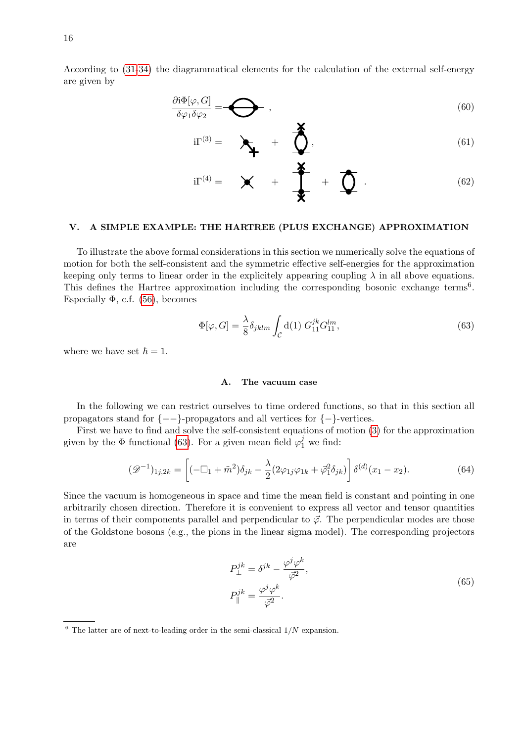According to (31-34) the diagrammatical elements for the calculation of the external self-energy are given by

$$\frac{\partial \mathrm{i}\Phi[\varphi, G]}{\delta\varphi_1\delta\varphi_2} = \quad , \tag{60}$$

$$\mathrm{i}\Gamma^{(3)} = \quad + \quad , \tag{61}$$

$$\mathrm{i}\Gamma^{(4)} = \quad + \quad + \quad . \tag{62}$$

## V. A SIMPLE EXAMPLE: THE HARTREE (PLUS EXCHANGE) APPROXIMATION

To illustrate the above formal considerations in this section we numerically solve the equations of motion for both the self-consistent and the symmetric effective self-energies for the approximation keeping only terms to linear order in the explicitely appearing coupling $\lambda$ in all above equations. This defines the Hartree approximation including the corresponding bosonic exchange terms[6]. Especially $\Phi$, c.f. (56), becomes

$$\Phi[\varphi, G] = \frac{\lambda}{8}\delta_{jklm}\int_{\mathcal{C}} \mathrm{d}(1)\; G_{11}^{jk} G_{11}^{lm}, \tag{63}$$

where we have set $\hbar = 1$.

### A. The vacuum case

In the following we can restrict ourselves to time ordered functions, so that in this section all propagators stand for $\{--\}$-propagators and all vertices for $\{-\}$-vertices.

First we have to find and solve the self-consistent equations of motion (3) for the approximation given by the $\Phi$ functional (63). For a given mean field $\varphi_1^j$ we find:

$$(\mathscr{D}^{-1})_{1j,2k} = \left[(-\Box_1 + \tilde{m}^2)\delta_{jk} - \frac{\lambda}{2}(2\varphi_{1j}\varphi_{1k} + \vec{\varphi}_1^2\delta_{jk})\right]\delta^{(d)}(x_1 - x_2). \tag{64}$$

Since the vacuum is homogeneous in space and time the mean field is constant and pointing in one arbitrarily chosen direction. Therefore it is convenient to express all vector and tensor quantities in terms of their components parallel and perpendicular to $\vec{\varphi}$. The perpendicular modes are those of the Goldstone bosons (e.g., the pions in the linear sigma model). The corresponding projectors are

$$\begin{aligned} P_{\perp}^{jk} &= \delta^{jk} - \frac{\varphi^j\varphi^k}{\vec{\varphi}^2}, \\ P_{\parallel}^{jk} &= \frac{\varphi^j\varphi^k}{\vec{\varphi}^2}. \end{aligned} \tag{65}$$

[6] The latter are of next-to-leading order in the semi-classical $1/N$ expansion.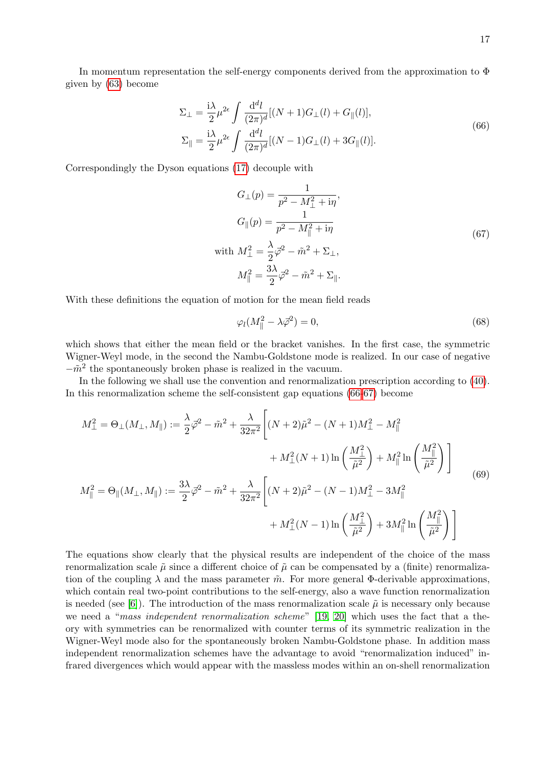In momentum representation the self-energy components derived from the approximation to $\Phi$ given by (63) become

$$
\begin{aligned}
\Sigma_{\perp} &= \frac{\mathrm{i}\lambda}{2}\mu^{2\epsilon}\int \frac{\mathrm{d}^d l}{(2\pi)^d}[(N+1)G_{\perp}(l)+G_{\parallel}(l)],\\
\Sigma_{\parallel} &= \frac{\mathrm{i}\lambda}{2}\mu^{2\epsilon}\int \frac{\mathrm{d}^d l}{(2\pi)^d}[(N-1)G_{\perp}(l)+3G_{\parallel}(l)].
\end{aligned}
\tag{66}
$$

Correspondingly the Dyson equations (17) decouple with

$$
\begin{aligned}
G_{\perp}(p) &= \frac{1}{p^2 - M_{\perp}^2 + \mathrm{i}\eta},\\
G_{\parallel}(p) &= \frac{1}{p^2 - M_{\parallel}^2 + \mathrm{i}\eta}\\
\text{with } M_{\perp}^2 &= \frac{\lambda}{2}\vec{\varphi}^2 - \tilde{m}^2 + \Sigma_{\perp},\\
M_{\parallel}^2 &= \frac{3\lambda}{2}\vec{\varphi}^2 - \tilde{m}^2 + \Sigma_{\parallel}.
\end{aligned}
\tag{67}
$$

With these definitions the equation of motion for the mean field reads

$$
\varphi_l(M_{\parallel}^2 - \lambda\vec{\varphi}^2) = 0, \tag{68}
$$

which shows that either the mean field or the bracket vanishes. In the first case, the symmetric Wigner-Weyl mode, in the second the Nambu-Goldstone mode is realized. In our case of negative $-\tilde{m}^2$ the spontaneously broken phase is realized in the vacuum.

In the following we shall use the convention and renormalization prescription according to (40). In this renormalization scheme the self-consistent gap equations (66-67) become

$$
\begin{aligned}
M_{\perp}^2 = \Theta_{\perp}(M_{\perp}, M_{\parallel}) := \frac{\lambda}{2}\vec{\varphi}^2 - \tilde{m}^2 + \frac{\lambda}{32\pi^2}\Bigg[&(N+2)\tilde{\mu}^2 - (N+1)M_{\perp}^2 - M_{\parallel}^2\\
&+ M_{\perp}^2(N+1)\ln\left(\frac{M_{\perp}^2}{\tilde{\mu}^2}\right) + M_{\parallel}^2\ln\left(\frac{M_{\parallel}^2}{\tilde{\mu}^2}\right)\Bigg]\\
M_{\parallel}^2 = \Theta_{\parallel}(M_{\perp}, M_{\parallel}) := \frac{3\lambda}{2}\vec{\varphi}^2 - \tilde{m}^2 + \frac{\lambda}{32\pi^2}\Bigg[&(N+2)\tilde{\mu}^2 - (N-1)M_{\perp}^2 - 3M_{\parallel}^2\\
&+ M_{\perp}^2(N-1)\ln\left(\frac{M_{\perp}^2}{\tilde{\mu}^2}\right) + 3M_{\parallel}^2\ln\left(\frac{M_{\parallel}^2}{\tilde{\mu}^2}\right)\Bigg]
\end{aligned}
\tag{69}
$$

The equations show clearly that the physical results are independent of the choice of the mass renormalization scale $\tilde{\mu}$ since a different choice of $\tilde{\mu}$ can be compensated by a (finite) renormalization of the coupling $\lambda$ and the mass parameter $\tilde{m}$. For more general $\Phi$-derivable approximations, which contain real two-point contributions to the self-energy, also a wave function renormalization is needed (see [6]). The introduction of the mass renormalization scale $\tilde{\mu}$ is necessary only because we need a "*mass independent renormalization scheme*" [19, 20] which uses the fact that a theory with symmetries can be renormalized with counter terms of its symmetric realization in the Wigner-Weyl mode also for the spontaneously broken Nambu-Goldstone phase. In addition mass independent renormalization schemes have the advantage to avoid "renormalization induced" infrared divergences which would appear with the massless modes within an on-shell renormalization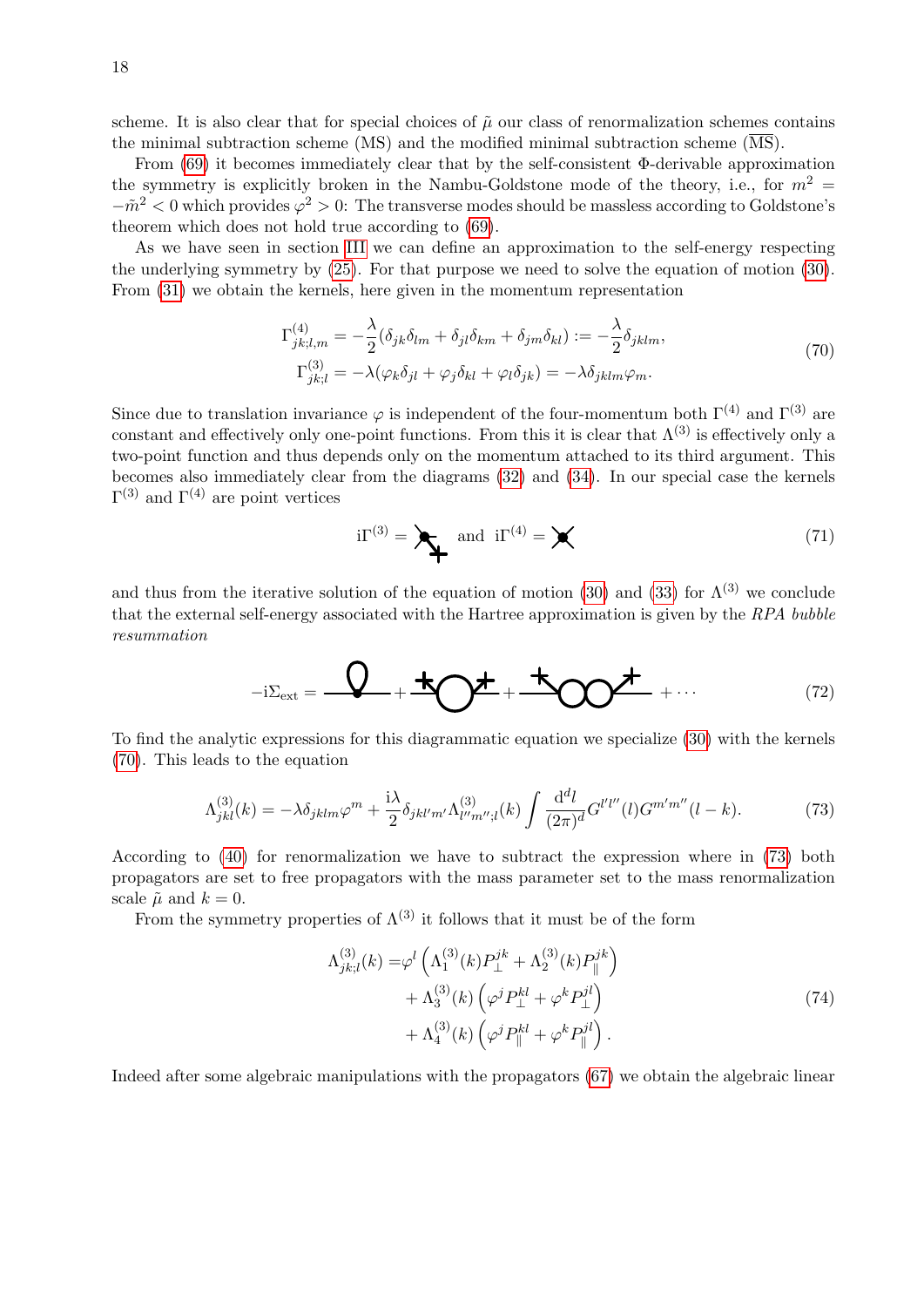scheme. It is also clear that for special choices of $\tilde{\mu}$ our class of renormalization schemes contains the minimal subtraction scheme (MS) and the modified minimal subtraction scheme ($\overline{\text{MS}}$).

From (69) it becomes immediately clear that by the self-consistent Φ-derivable approximation the symmetry is explicitly broken in the Nambu-Goldstone mode of the theory, i.e., for $m^2 = -\tilde{m}^2 < 0$ which provides $\varphi^2 > 0$: The transverse modes should be massless according to Goldstone's theorem which does not hold true according to (69).

As we have seen in section III we can define an approximation to the self-energy respecting the underlying symmetry by (25). For that purpose we need to solve the equation of motion (30). From (31) we obtain the kernels, here given in the momentum representation

$$
\begin{aligned}
\Gamma^{(4)}_{jk;l,m} &= -\frac{\lambda}{2}(\delta_{jk}\delta_{lm} + \delta_{jl}\delta_{km} + \delta_{jm}\delta_{kl}) := -\frac{\lambda}{2}\delta_{jklm}, \\
\Gamma^{(3)}_{jk;l} &= -\lambda(\varphi_k \delta_{jl} + \varphi_j \delta_{kl} + \varphi_l \delta_{jk}) = -\lambda \delta_{jklm}\varphi_m.
\end{aligned}
\tag{70}
$$

Since due to translation invariance $\varphi$ is independent of the four-momentum both $\Gamma^{(4)}$ and $\Gamma^{(3)}$ are constant and effectively only one-point functions. From this it is clear that $\Lambda^{(3)}$ is effectively only a two-point function and thus depends only on the momentum attached to its third argument. This becomes also immediately clear from the diagrams (32) and (34). In our special case the kernels $\Gamma^{(3)}$ and $\Gamma^{(4)}$ are point vertices

$$
\mathrm{i}\Gamma^{(3)} = [\text{diagram}] \quad \text{and} \quad \mathrm{i}\Gamma^{(4)} = [\text{diagram}] \tag{71}
$$

and thus from the iterative solution of the equation of motion (30) and (33) for $\Lambda^{(3)}$ we conclude that the external self-energy associated with the Hartree approximation is given by the *RPA bubble resummation*

$$
-\mathrm{i}\Sigma_{\text{ext}} = [\text{diagram}] + [\text{diagram}] + [\text{diagram}] + \cdots \tag{72}
$$

To find the analytic expressions for this diagrammatic equation we specialize (30) with the kernels (70). This leads to the equation

$$
\Lambda^{(3)}_{jkl}(k) = -\lambda \delta_{jklm}\varphi^m + \frac{\mathrm{i}\lambda}{2}\delta_{jkl'm'}\Lambda^{(3)}_{l''m'';l}(k)\int \frac{\mathrm{d}^d l}{(2\pi)^d} G^{l'l''}(l)G^{m'm''}(l-k). \tag{73}
$$

According to (40) for renormalization we have to subtract the expression where in (73) both propagators are set to free propagators with the mass parameter set to the mass renormalization scale $\tilde{\mu}$ and $k=0$.

From the symmetry properties of $\Lambda^{(3)}$ it follows that it must be of the form

$$
\begin{aligned}
\Lambda^{(3)}_{jk;l}(k) =& \varphi^l \left(\Lambda^{(3)}_1(k) P^{jk}_{\perp} + \Lambda^{(3)}_2(k) P^{jk}_{\parallel}\right) \\
&+ \Lambda^{(3)}_3(k)\left(\varphi^j P^{kl}_{\perp} + \varphi^k P^{jl}_{\perp}\right) \\
&+ \Lambda^{(3)}_4(k)\left(\varphi^j P^{kl}_{\parallel} + \varphi^k P^{jl}_{\parallel}\right).
\end{aligned}
\tag{74}
$$

Indeed after some algebraic manipulations with the propagators (67) we obtain the algebraic linear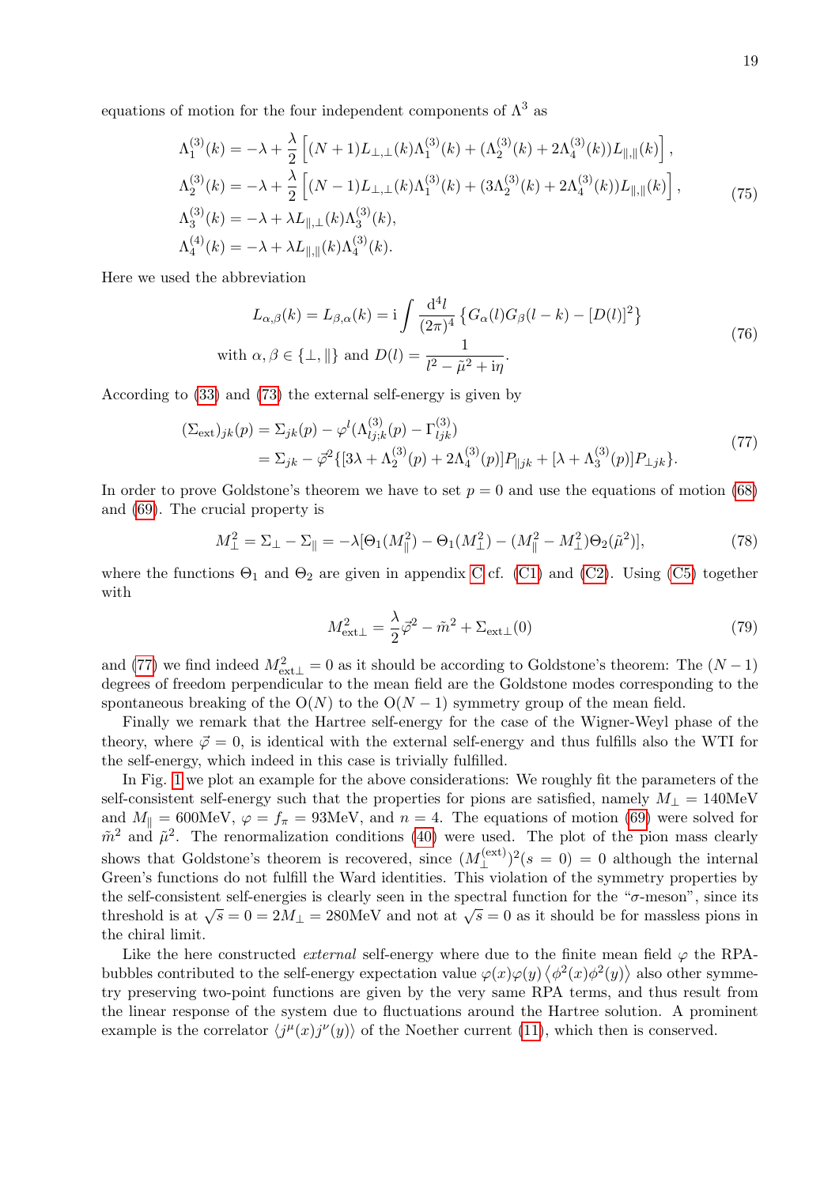equations of motion for the four independent components of $\Lambda^3$ as

$$
\begin{aligned}
\Lambda_1^{(3)}(k) &= -\lambda + \frac{\lambda}{2}\left[(N+1)L_{\perp,\perp}(k)\Lambda_1^{(3)}(k) + (\Lambda_2^{(3)}(k) + 2\Lambda_4^{(3)}(k))L_{\parallel,\parallel}(k)\right],\\
\Lambda_2^{(3)}(k) &= -\lambda + \frac{\lambda}{2}\left[(N-1)L_{\perp,\perp}(k)\Lambda_1^{(3)}(k) + (3\Lambda_2^{(3)}(k) + 2\Lambda_4^{(3)}(k))L_{\parallel,\parallel}(k)\right],\\
\Lambda_3^{(3)}(k) &= -\lambda + \lambda L_{\parallel,\perp}(k)\Lambda_3^{(3)}(k),\\
\Lambda_4^{(4)}(k) &= -\lambda + \lambda L_{\parallel,\parallel}(k)\Lambda_4^{(3)}(k).
\end{aligned}
\tag{75}
$$

Here we used the abbreviation

$$
\begin{gathered}
L_{\alpha,\beta}(k) = L_{\beta,\alpha}(k) = \mathrm{i}\int\frac{\mathrm{d}^4 l}{(2\pi)^4}\left\{G_\alpha(l)G_\beta(l-k) - [D(l)]^2\right\}\\
\text{with } \alpha,\beta\in\{\perp,\parallel\} \text{ and } D(l) = \frac{1}{l^2-\tilde{\mu}^2+\mathrm{i}\eta}.
\end{gathered}
\tag{76}
$$

According to (33) and (73) the external self-energy is given by

$$
\begin{aligned}
(\Sigma_{\text{ext}})_{jk}(p) &= \Sigma_{jk}(p) - \varphi^l(\Lambda^{(3)}_{lj;k}(p) - \Gamma^{(3)}_{ljk})\\
&= \Sigma_{jk} - \vec{\varphi}^2\{[3\lambda + \Lambda_2^{(3)}(p) + 2\Lambda_4^{(3)}(p)]P_{\parallel jk} + [\lambda + \Lambda_3^{(3)}(p)]P_{\perp jk}\}.
\end{aligned}
\tag{77}
$$

In order to prove Goldstone's theorem we have to set $p=0$ and use the equations of motion (68) and (69). The crucial property is

$$
M_\perp^2 = \Sigma_\perp - \Sigma_\parallel = -\lambda[\Theta_1(M_\parallel^2) - \Theta_1(M_\perp^2) - (M_\parallel^2 - M_\perp^2)\Theta_2(\tilde{\mu}^2)],
\tag{78}
$$

where the functions $\Theta_1$ and $\Theta_2$ are given in appendix C cf. (C1) and (C2). Using (C5) together with

$$
M_{\text{ext}\perp}^2 = \frac{\lambda}{2}\vec{\varphi}^2 - \tilde{m}^2 + \Sigma_{\text{ext}\perp}(0)
\tag{79}
$$

and (77) we find indeed $M_{\text{ext}\perp}^2 = 0$ as it should be according to Goldstone's theorem: The $(N-1)$ degrees of freedom perpendicular to the mean field are the Goldstone modes corresponding to the spontaneous breaking of the $\mathrm{O}(N)$ to the $\mathrm{O}(N-1)$ symmetry group of the mean field.

Finally we remark that the Hartree self-energy for the case of the Wigner-Weyl phase of the theory, where $\vec{\varphi}=0$, is identical with the external self-energy and thus fulfills also the WTI for the self-energy, which indeed in this case is trivially fulfilled.

In Fig. 1 we plot an example for the above considerations: We roughly fit the parameters of the self-consistent self-energy such that the properties for pions are satisfied, namely $M_\perp = 140\text{MeV}$ and $M_\parallel = 600\text{MeV}$, $\varphi = f_\pi = 93\text{MeV}$, and $n=4$. The equations of motion (69) were solved for $\tilde{m}^2$ and $\tilde{\mu}^2$. The renormalization conditions (40) were used. The plot of the pion mass clearly shows that Goldstone's theorem is recovered, since $(M_\perp^{(\text{ext})})^2(s=0)=0$ although the internal Green's functions do not fulfill the Ward identities. This violation of the symmetry properties by the self-consistent self-energies is clearly seen in the spectral function for the "$\sigma$-meson", since its threshold is at $\sqrt{s}=0=2M_\perp = 280\text{MeV}$ and not at $\sqrt{s}=0$ as it should be for massless pions in the chiral limit.

Like the here constructed *external* self-energy where due to the finite mean field $\varphi$ the RPA-bubbles contributed to the self-energy expectation value $\varphi(x)\varphi(y)\left\langle\phi^2(x)\phi^2(y)\right\rangle$ also other symmetry preserving two-point functions are given by the very same RPA terms, and thus result from the linear response of the system due to fluctuations around the Hartree solution. A prominent example is the correlator $\langle j^\mu(x)j^\nu(y)\rangle$ of the Noether current (11), which then is conserved.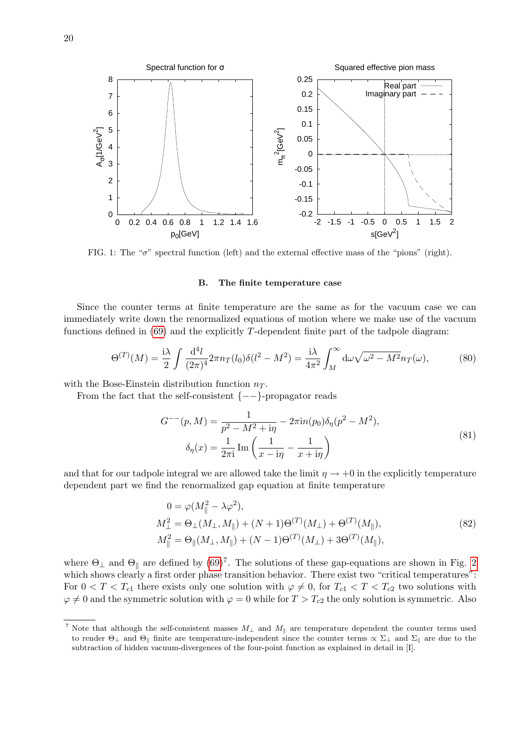FIG. 1: The "$\sigma$" spectral function (left) and the external effective mass of the "pions" (right).

### B. The finite temperature case

Since the counter terms at finite temperature are the same as for the vacuum case we can immediately write down the renormalized equations of motion where we make use of the vacuum functions defined in (69) and the explicitly $T$-dependent finite part of the tadpole diagram:

$$\Theta^{(T)}(M) = \frac{\mathrm{i}\lambda}{2} \int \frac{\mathrm{d}^4 l}{(2\pi)^4} 2\pi n_T(l_0)\delta(l^2 - M^2) = \frac{\mathrm{i}\lambda}{4\pi^2} \int_M^\infty \mathrm{d}\omega \sqrt{\omega^2 - M^2} n_T(\omega), \tag{80}$$

with the Bose-Einstein distribution function $n_T$.

From the fact that the self-consistent $\{--\}$-propagator reads

$$\begin{aligned} G^{--}(p, M) &= \frac{1}{p^2 - M^2 + \mathrm{i}\eta} - 2\pi \mathrm{i} n(p_0)\delta_\eta(p^2 - M^2), \\ \delta_\eta(x) &= \frac{1}{2\pi\mathrm{i}} \operatorname{Im}\left(\frac{1}{x - \mathrm{i}\eta} - \frac{1}{x + \mathrm{i}\eta}\right) \end{aligned} \tag{81}$$

and that for our tadpole integral we are allowed take the limit $\eta \to +0$ in the explicitly temperature dependent part we find the renormalized gap equation at finite temperature

$$\begin{aligned} 0 &= \varphi(M_\parallel^2 - \lambda\varphi^2), \\ M_\perp^2 &= \Theta_\perp(M_\perp, M_\parallel) + (N+1)\Theta^{(T)}(M_\perp) + \Theta^{(T)}(M_\parallel), \\ M_\parallel^2 &= \Theta_\parallel(M_\perp, M_\parallel) + (N-1)\Theta^{(T)}(M_\perp) + 3\Theta^{(T)}(M_\parallel), \end{aligned} \tag{82}$$

where $\Theta_\perp$ and $\Theta_\parallel$ are defined by (69)[7]. The solutions of these gap-equations are shown in Fig. 2 which shows clearly a first order phase transition behavior. There exist two "critical temperatures": For $0 < T < T_{c1}$ there exists only one solution with $\varphi \neq 0$, for $T_{c1} < T < T_{c2}$ two solutions with $\varphi \neq 0$ and the symmetric solution with $\varphi = 0$ while for $T > T_{c2}$ the only solution is symmetric. Also

---

[7] Note that although the self-consistent masses $M_\perp$ and $M_\parallel$ are temperature dependent the counter terms used to render $\Theta_\perp$ and $\Theta_\parallel$ finite are temperature-independent since the counter terms $\propto \Sigma_\perp$ and $\Sigma_\parallel$ are due to the subtraction of hidden vacuum-divergences of the four-point function as explained in detail in [I].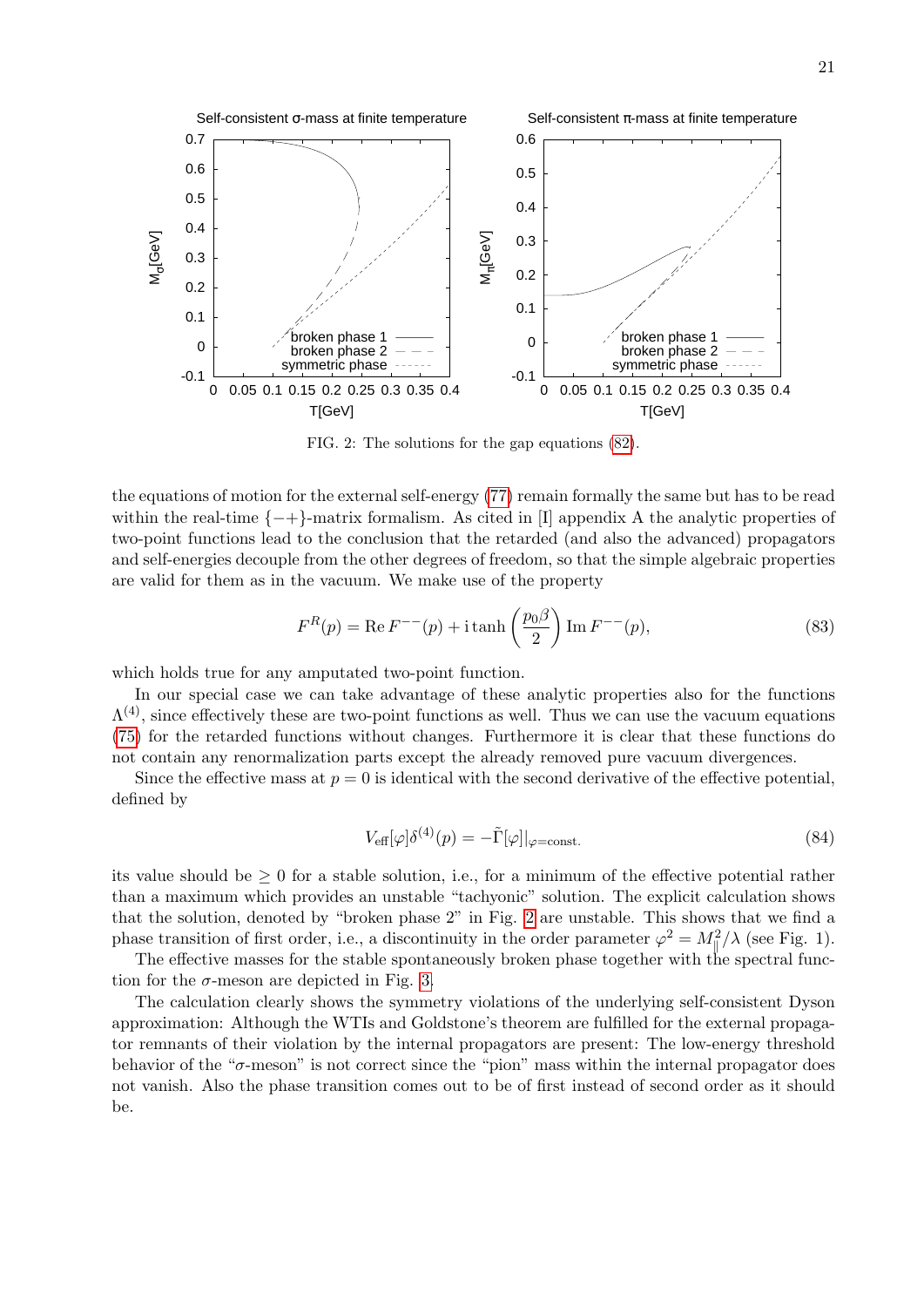FIG. 2: The solutions for the gap equations (82).

the equations of motion for the external self-energy (77) remain formally the same but has to be read within the real-time $\{-+\}$-matrix formalism. As cited in [I] appendix A the analytic properties of two-point functions lead to the conclusion that the retarded (and also the advanced) propagators and self-energies decouple from the other degrees of freedom, so that the simple algebraic properties are valid for them as in the vacuum. We make use of the property

$$F^R(p) = \operatorname{Re} F^{--}(p) + \mathrm{i} \tanh\left(\frac{p_0 \beta}{2}\right) \operatorname{Im} F^{--}(p), \tag{83}$$

which holds true for any amputated two-point function.

In our special case we can take advantage of these analytic properties also for the functions $\Lambda^{(4)}$, since effectively these are two-point functions as well. Thus we can use the vacuum equations (75) for the retarded functions without changes. Furthermore it is clear that these functions do not contain any renormalization parts except the already removed pure vacuum divergences.

Since the effective mass at $p = 0$ is identical with the second derivative of the effective potential, defined by

$$V_{\text{eff}}[\varphi]\delta^{(4)}(p) = -\tilde{\Gamma}[\varphi]|_{\varphi=\text{const.}} \tag{84}$$

its value should be $\geq 0$ for a stable solution, i.e., for a minimum of the effective potential rather than a maximum which provides an unstable "tachyonic" solution. The explicit calculation shows that the solution, denoted by "broken phase 2" in Fig. 2 are unstable. This shows that we find a phase transition of first order, i.e., a discontinuity in the order parameter $\varphi^2 = M_{\|}^2/\lambda$ (see Fig. 1).

The effective masses for the stable spontaneously broken phase together with the spectral function for the $\sigma$-meson are depicted in Fig. 3.

The calculation clearly shows the symmetry violations of the underlying self-consistent Dyson approximation: Although the WTIs and Goldstone's theorem are fulfilled for the external propagator remnants of their violation by the internal propagators are present: The low-energy threshold behavior of the "$\sigma$-meson" is not correct since the "pion" mass within the internal propagator does not vanish. Also the phase transition comes out to be of first instead of second order as it should be.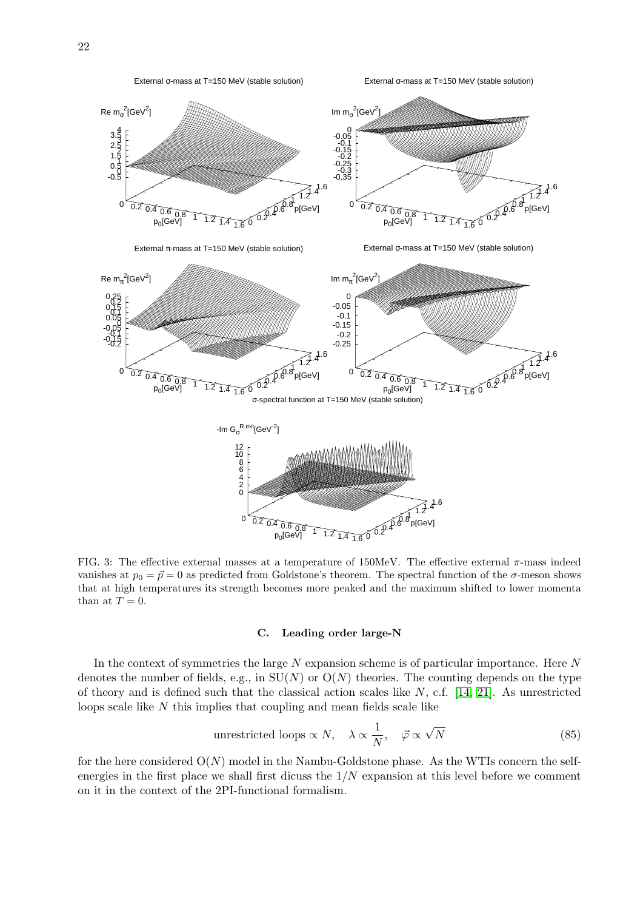FIG. 3: The effective external masses at a temperature of 150MeV. The effective external $\pi$-mass indeed vanishes at $p_0 = \vec{p} = 0$ as predicted from Goldstone's theorem. The spectral function of the $\sigma$-meson shows that at high temperatures its strength becomes more peaked and the maximum shifted to lower momenta than at $T = 0$.

### C. Leading order large-N

In the context of symmetries the large $N$ expansion scheme is of particular importance. Here $N$ denotes the number of fields, e.g., in $\mathrm{SU}(N)$ or $\mathrm{O}(N)$ theories. The counting depends on the type of theory and is defined such that the classical action scales like $N$, c.f. [14, 21]. As unrestricted loops scale like $N$ this implies that coupling and mean fields scale like

$$\text{unrestricted loops} \propto N, \quad \lambda \propto \frac{1}{N}, \quad \vec{\varphi} \propto \sqrt{N} \tag{85}$$

for the here considered $\mathrm{O}(N)$ model in the Nambu-Goldstone phase. As the WTIs concern the self-energies in the first place we shall first dicuss the $1/N$ expansion at this level before we comment on it in the context of the 2PI-functional formalism.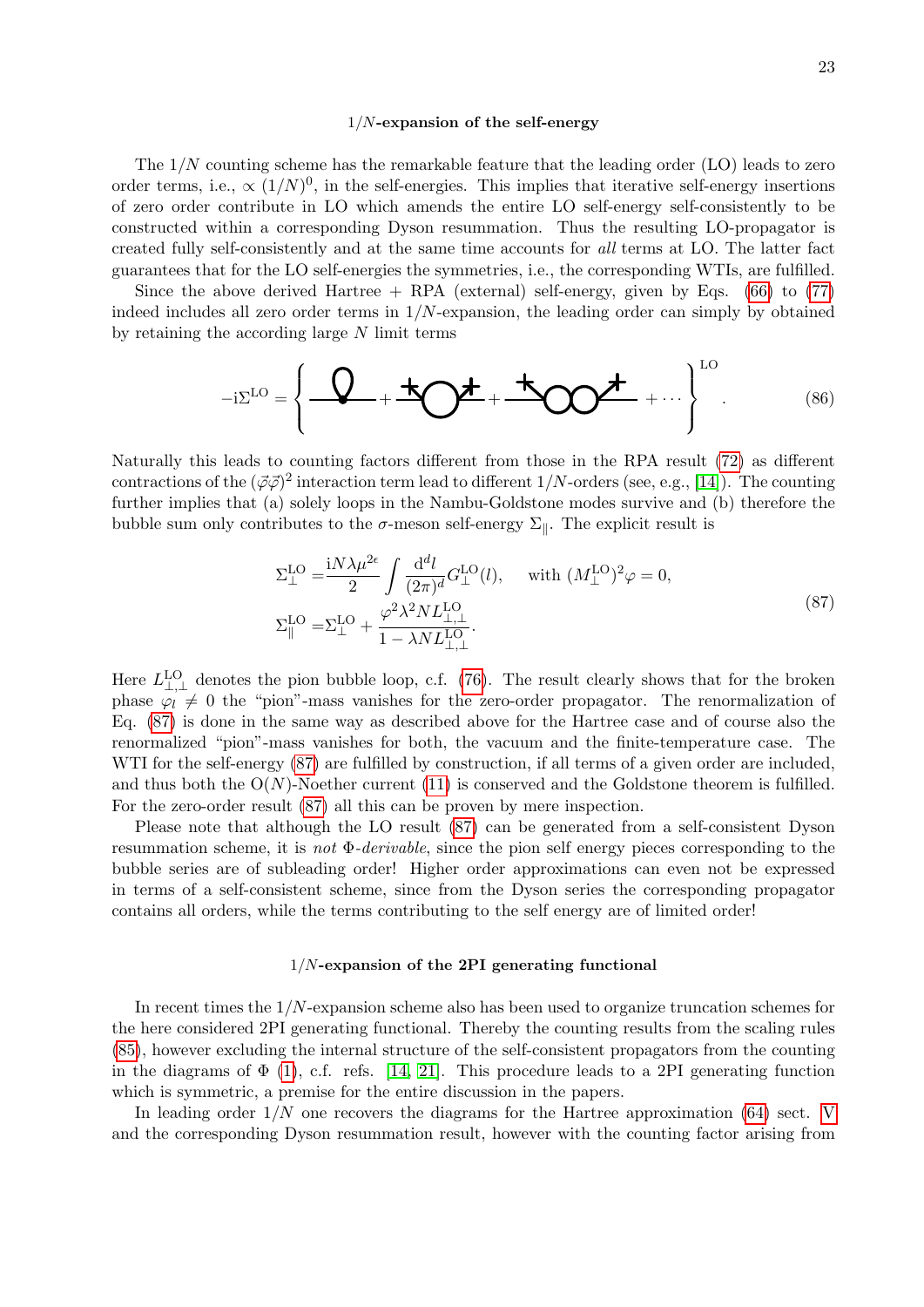### $1/N$-expansion of the self-energy

The $1/N$ counting scheme has the remarkable feature that the leading order (LO) leads to zero order terms, i.e., $\propto (1/N)^0$, in the self-energies. This implies that iterative self-energy insertions of zero order contribute in LO which amends the entire LO self-energy self-consistently to be constructed within a corresponding Dyson resummation. Thus the resulting LO-propagator is created fully self-consistently and at the same time accounts for *all* terms at LO. The latter fact guarantees that for the LO self-energies the symmetries, i.e., the corresponding WTIs, are fulfilled.

Since the above derived Hartree + RPA (external) self-energy, given by Eqs. (66) to (77) indeed includes all zero order terms in $1/N$-expansion, the leading order can simply by obtained by retaining the according large $N$ limit terms

$$-\mathrm{i}\Sigma^{\mathrm{LO}} = \left\{ \text{[diagram]} + \text{[diagram]} + \text{[diagram]} + \cdots \right\}^{\mathrm{LO}}. \tag{86}$$

Naturally this leads to counting factors different from those in the RPA result (72) as different contractions of the $(\vec{\varphi}\vec{\varphi})^2$ interaction term lead to different $1/N$-orders (see, e.g., [14]). The counting further implies that (a) solely loops in the Nambu-Goldstone modes survive and (b) therefore the bubble sum only contributes to the $\sigma$-meson self-energy $\Sigma_{\parallel}$. The explicit result is

$$\begin{aligned}
\Sigma_{\perp}^{\mathrm{LO}} &= \frac{\mathrm{i}N\lambda\mu^{2\epsilon}}{2}\int\frac{\mathrm{d}^d l}{(2\pi)^d}G_{\perp}^{\mathrm{LO}}(l), \qquad \text{with } (M_{\perp}^{\mathrm{LO}})^2\varphi = 0,\\
\Sigma_{\parallel}^{\mathrm{LO}} &= \Sigma_{\perp}^{\mathrm{LO}} + \frac{\varphi^2\lambda^2 N L_{\perp,\perp}^{\mathrm{LO}}}{1-\lambda N L_{\perp,\perp}^{\mathrm{LO}}}.
\end{aligned} \tag{87}$$

Here $L_{\perp,\perp}^{\mathrm{LO}}$ denotes the pion bubble loop, c.f. (76). The result clearly shows that for the broken phase $\varphi_l \neq 0$ the "pion"-mass vanishes for the zero-order propagator. The renormalization of Eq. (87) is done in the same way as described above for the Hartree case and of course also the renormalized "pion"-mass vanishes for both, the vacuum and the finite-temperature case. The WTI for the self-energy (87) are fulfilled by construction, if all terms of a given order are included, and thus both the O($N$)-Noether current (11) is conserved and the Goldstone theorem is fulfilled. For the zero-order result (87) all this can be proven by mere inspection.

Please note that although the LO result (87) can be generated from a self-consistent Dyson resummation scheme, it is *not* $\Phi$*-derivable*, since the pion self energy pieces corresponding to the bubble series are of subleading order! Higher order approximations can even not be expressed in terms of a self-consistent scheme, since from the Dyson series the corresponding propagator contains all orders, while the terms contributing to the self energy are of limited order!

### $1/N$-expansion of the 2PI generating functional

In recent times the $1/N$-expansion scheme also has been used to organize truncation schemes for the here considered 2PI generating functional. Thereby the counting results from the scaling rules (85), however excluding the internal structure of the self-consistent propagators from the counting in the diagrams of $\Phi$ (1), c.f. refs. [14, 21]. This procedure leads to a 2PI generating function which is symmetric, a premise for the entire discussion in the papers.

In leading order $1/N$ one recovers the diagrams for the Hartree approximation (64) sect. V and the corresponding Dyson resummation result, however with the counting factor arising from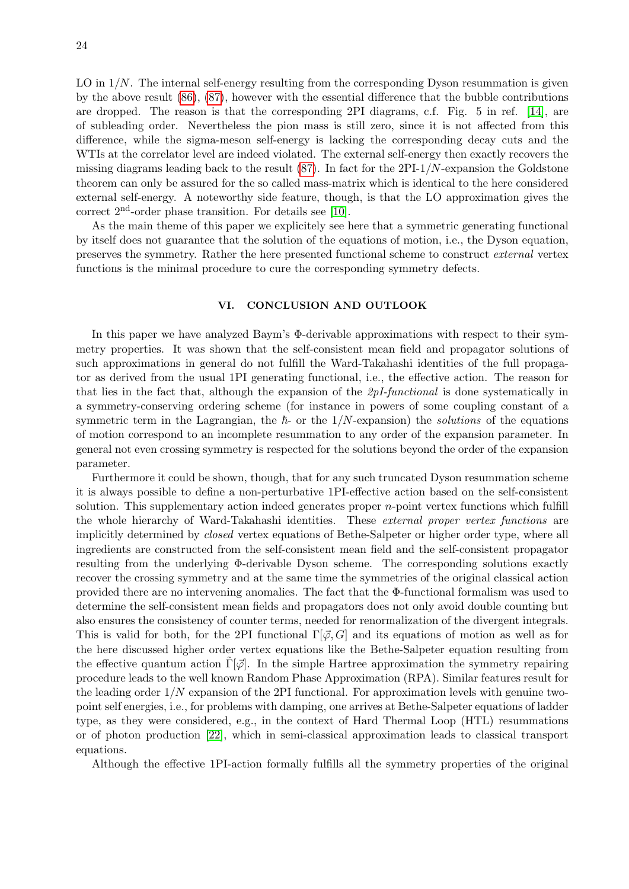LO in $1/N$. The internal self-energy resulting from the corresponding Dyson resummation is given by the above result (86), (87), however with the essential difference that the bubble contributions are dropped. The reason is that the corresponding 2PI diagrams, c.f. Fig. 5 in ref. [14], are of subleading order. Nevertheless the pion mass is still zero, since it is not affected from this difference, while the sigma-meson self-energy is lacking the corresponding decay cuts and the WTIs at the correlator level are indeed violated. The external self-energy then exactly recovers the missing diagrams leading back to the result (87). In fact for the 2PI-$1/N$-expansion the Goldstone theorem can only be assured for the so called mass-matrix which is identical to the here considered external self-energy. A noteworthy side feature, though, is that the LO approximation gives the correct 2$^{\text{nd}}$-order phase transition. For details see [10].

As the main theme of this paper we explicitely see here that a symmetric generating functional by itself does not guarantee that the solution of the equations of motion, i.e., the Dyson equation, preserves the symmetry. Rather the here presented functional scheme to construct *external* vertex functions is the minimal procedure to cure the corresponding symmetry defects.

## VI. CONCLUSION AND OUTLOOK

In this paper we have analyzed Baym's Φ-derivable approximations with respect to their symmetry properties. It was shown that the self-consistent mean field and propagator solutions of such approximations in general do not fulfill the Ward-Takahashi identities of the full propagator as derived from the usual 1PI generating functional, i.e., the effective action. The reason for that lies in the fact that, although the expansion of the *2pI-functional* is done systematically in a symmetry-conserving ordering scheme (for instance in powers of some coupling constant of a symmetric term in the Lagrangian, the $\hbar$- or the $1/N$-expansion) the *solutions* of the equations of motion correspond to an incomplete resummation to any order of the expansion parameter. In general not even crossing symmetry is respected for the solutions beyond the order of the expansion parameter.

Furthermore it could be shown, though, that for any such truncated Dyson resummation scheme it is always possible to define a non-perturbative 1PI-effective action based on the self-consistent solution. This supplementary action indeed generates proper $n$-point vertex functions which fulfill the whole hierarchy of Ward-Takahashi identities. These *external proper vertex functions* are implicitly determined by *closed* vertex equations of Bethe-Salpeter or higher order type, where all ingredients are constructed from the self-consistent mean field and the self-consistent propagator resulting from the underlying Φ-derivable Dyson scheme. The corresponding solutions exactly recover the crossing symmetry and at the same time the symmetries of the original classical action provided there are no intervening anomalies. The fact that the Φ-functional formalism was used to determine the self-consistent mean fields and propagators does not only avoid double counting but also ensures the consistency of counter terms, needed for renormalization of the divergent integrals. This is valid for both, for the 2PI functional $\Gamma[\vec{\varphi}, G]$ and its equations of motion as well as for the here discussed higher order vertex equations like the Bethe-Salpeter equation resulting from the effective quantum action $\tilde{\Gamma}[\vec{\varphi}]$. In the simple Hartree approximation the symmetry repairing procedure leads to the well known Random Phase Approximation (RPA). Similar features result for the leading order $1/N$ expansion of the 2PI functional. For approximation levels with genuine two-point self energies, i.e., for problems with damping, one arrives at Bethe-Salpeter equations of ladder type, as they were considered, e.g., in the context of Hard Thermal Loop (HTL) resummations or of photon production [22], which in semi-classical approximation leads to classical transport equations.

Although the effective 1PI-action formally fulfills all the symmetry properties of the original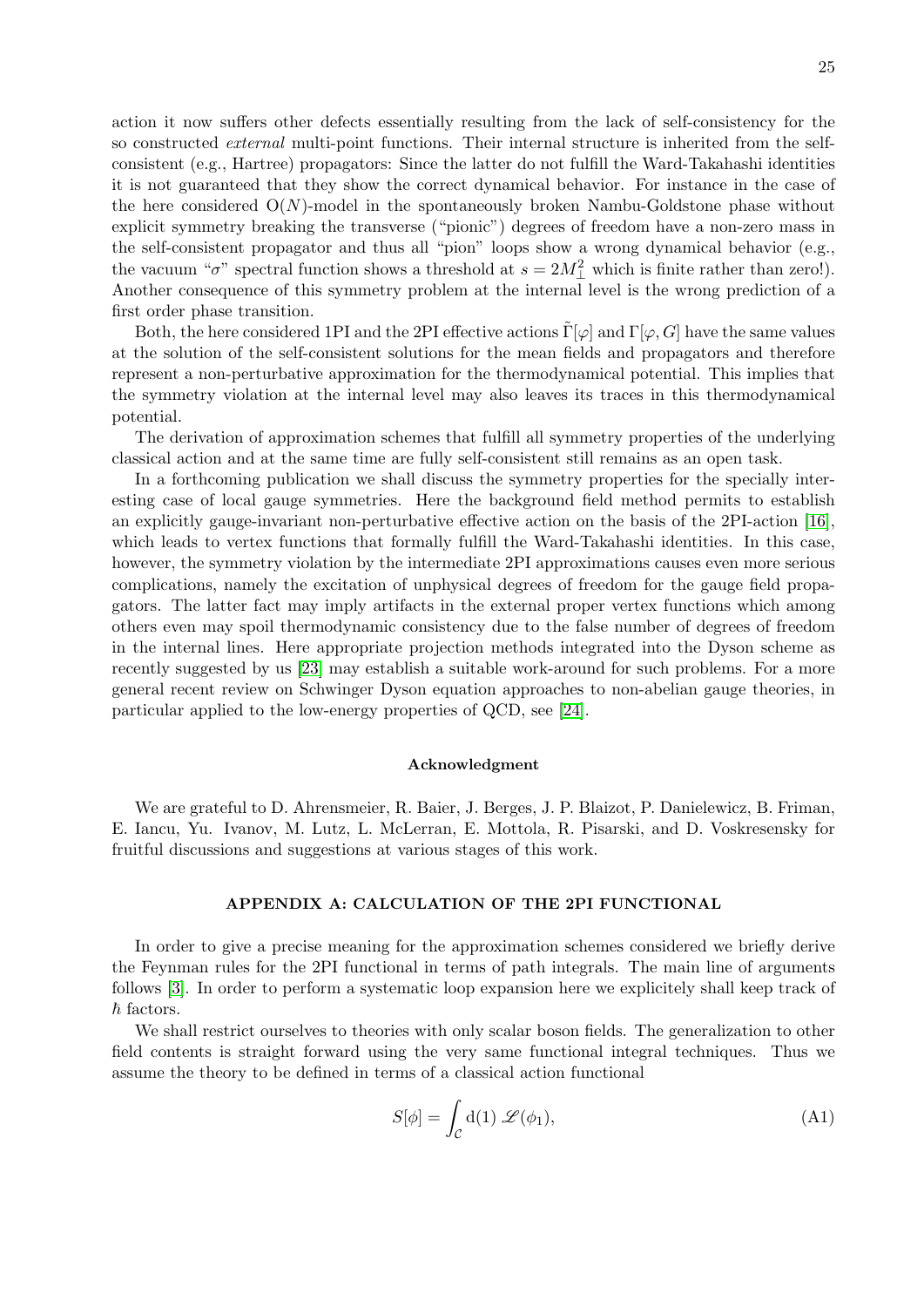action it now suffers other defects essentially resulting from the lack of self-consistency for the so constructed *external* multi-point functions. Their internal structure is inherited from the self-consistent (e.g., Hartree) propagators: Since the latter do not fulfill the Ward-Takahashi identities it is not guaranteed that they show the correct dynamical behavior. For instance in the case of the here considered O($N$)-model in the spontaneously broken Nambu-Goldstone phase without explicit symmetry breaking the transverse ("pionic") degrees of freedom have a non-zero mass in the self-consistent propagator and thus all "pion" loops show a wrong dynamical behavior (e.g., the vacuum "$\sigma$" spectral function shows a threshold at $s = 2M_\perp^2$ which is finite rather than zero!). Another consequence of this symmetry problem at the internal level is the wrong prediction of a first order phase transition.

Both, the here considered 1PI and the 2PI effective actions $\tilde{\Gamma}[\varphi]$ and $\Gamma[\varphi, G]$ have the same values at the solution of the self-consistent solutions for the mean fields and propagators and therefore represent a non-perturbative approximation for the thermodynamical potential. This implies that the symmetry violation at the internal level may also leaves its traces in this thermodynamical potential.

The derivation of approximation schemes that fulfill all symmetry properties of the underlying classical action and at the same time are fully self-consistent still remains as an open task.

In a forthcoming publication we shall discuss the symmetry properties for the specially interesting case of local gauge symmetries. Here the background field method permits to establish an explicitly gauge-invariant non-perturbative effective action on the basis of the 2PI-action [16], which leads to vertex functions that formally fulfill the Ward-Takahashi identities. In this case, however, the symmetry violation by the intermediate 2PI approximations causes even more serious complications, namely the excitation of unphysical degrees of freedom for the gauge field propagators. The latter fact may imply artifacts in the external proper vertex functions which among others even may spoil thermodynamic consistency due to the false number of degrees of freedom in the internal lines. Here appropriate projection methods integrated into the Dyson scheme as recently suggested by us [23] may establish a suitable work-around for such problems. For a more general recent review on Schwinger Dyson equation approaches to non-abelian gauge theories, in particular applied to the low-energy properties of QCD, see [24].

#### Acknowledgment

We are grateful to D. Ahrensmeier, R. Baier, J. Berges, J. P. Blaizot, P. Danielewicz, B. Friman, E. Iancu, Yu. Ivanov, M. Lutz, L. McLerran, E. Mottola, R. Pisarski, and D. Voskresensky for fruitful discussions and suggestions at various stages of this work.

## APPENDIX A: CALCULATION OF THE 2PI FUNCTIONAL

In order to give a precise meaning for the approximation schemes considered we briefly derive the Feynman rules for the 2PI functional in terms of path integrals. The main line of arguments follows [3]. In order to perform a systematic loop expansion here we explicitely shall keep track of $\hbar$ factors.

We shall restrict ourselves to theories with only scalar boson fields. The generalization to other field contents is straight forward using the very same functional integral techniques. Thus we assume the theory to be defined in terms of a classical action functional

$$S[\phi] = \int_{\mathcal{C}} \mathrm{d}(1)\, \mathscr{L}(\phi_1), \tag{A1}$$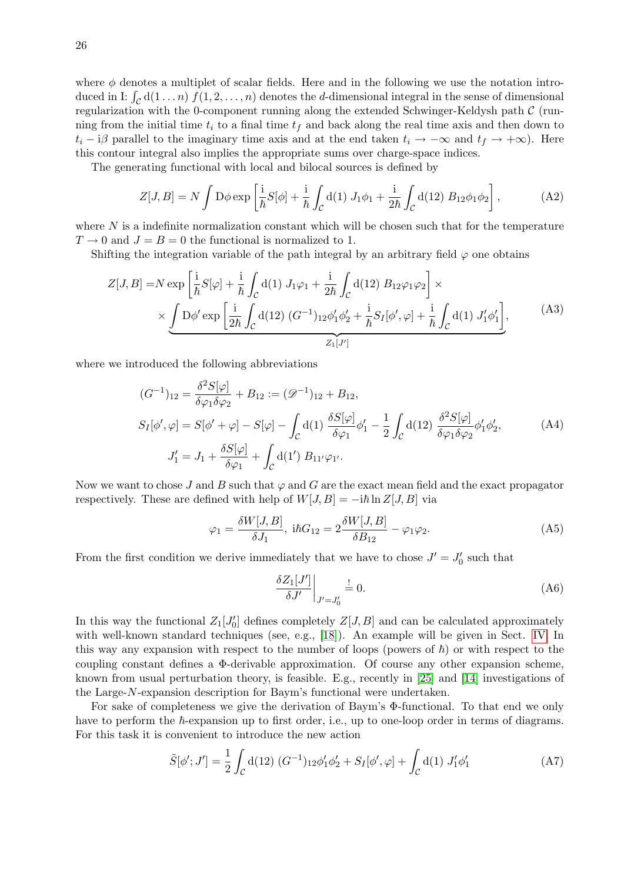where $\phi$ denotes a multiplet of scalar fields. Here and in the following we use the notation introduced in I: $\int_{\mathcal{C}} \mathrm{d}(1 \ldots n)\; f(1, 2, \ldots, n)$ denotes the $d$-dimensional integral in the sense of dimensional regularization with the 0-component running along the extended Schwinger-Keldysh path $\mathcal{C}$ (running from the initial time $t_i$ to a final time $t_f$ and back along the real time axis and then down to $t_i - \mathrm{i}\beta$ parallel to the imaginary time axis and at the end taken $t_i \to -\infty$ and $t_f \to +\infty$). Here this contour integral also implies the appropriate sums over charge-space indices.

The generating functional with local and bilocal sources is defined by

$$Z[J, B] = N \int \mathrm{D}\phi \exp\left[\frac{\mathrm{i}}{\hbar} S[\phi] + \frac{\mathrm{i}}{\hbar} \int_{\mathcal{C}} \mathrm{d}(1)\; J_1 \phi_1 + \frac{\mathrm{i}}{2\hbar} \int_{\mathcal{C}} \mathrm{d}(12)\; B_{12} \phi_1 \phi_2\right], \tag{A2}$$

where $N$ is a indefinite normalization constant which will be chosen such that for the temperature $T \to 0$ and $J = B = 0$ the functional is normalized to 1.

Shifting the integration variable of the path integral by an arbitrary field $\varphi$ one obtains

$$\begin{aligned} Z[J, B] =& N \exp\left[\frac{\mathrm{i}}{\hbar} S[\varphi] + \frac{\mathrm{i}}{\hbar} \int_{\mathcal{C}} \mathrm{d}(1)\; J_1 \varphi_1 + \frac{\mathrm{i}}{2\hbar} \int_{\mathcal{C}} \mathrm{d}(12)\; B_{12} \varphi_1 \varphi_2\right] \times \\ &\times \underbrace{\int \mathrm{D}\phi' \exp\left[\frac{\mathrm{i}}{2\hbar} \int_{\mathcal{C}} \mathrm{d}(12)\; (G^{-1})_{12} \phi'_1 \phi'_2 + \frac{\mathrm{i}}{\hbar} S_I[\phi', \varphi] + \frac{\mathrm{i}}{\hbar} \int_{\mathcal{C}} \mathrm{d}(1)\; J'_1 \phi'_1\right]}_{Z_1[J']}, \end{aligned} \tag{A3}$$

where we introduced the following abbreviations

$$\begin{aligned} (G^{-1})_{12} &= \frac{\delta^2 S[\varphi]}{\delta \varphi_1 \delta \varphi_2} + B_{12} := (\mathscr{D}^{-1})_{12} + B_{12}, \\ S_I[\phi', \varphi] &= S[\phi' + \varphi] - S[\varphi] - \int_{\mathcal{C}} \mathrm{d}(1)\; \frac{\delta S[\varphi]}{\delta \varphi_1} \phi'_1 - \frac{1}{2} \int_{\mathcal{C}} \mathrm{d}(12)\; \frac{\delta^2 S[\varphi]}{\delta \varphi_1 \delta \varphi_2} \phi'_1 \phi'_2, \\ J'_1 &= J_1 + \frac{\delta S[\varphi]}{\delta \varphi_1} + \int_{\mathcal{C}} \mathrm{d}(1')\; B_{11'} \varphi_{1'}. \end{aligned} \tag{A4}$$

Now we want to chose $J$ and $B$ such that $\varphi$ and $G$ are the exact mean field and the exact propagator respectively. These are defined with help of $W[J, B] = -\mathrm{i}\hbar \ln Z[J, B]$ via

$$\varphi_1 = \frac{\delta W[J, B]}{\delta J_1},\; \mathrm{i}\hbar G_{12} = 2 \frac{\delta W[J, B]}{\delta B_{12}} - \varphi_1 \varphi_2. \tag{A5}$$

From the first condition we derive immediately that we have to chose $J' = J'_0$ such that

$$\left.\frac{\delta Z_1[J']}{\delta J'}\right|_{J' = J'_0} \stackrel{!}{=} 0. \tag{A6}$$

In this way the functional $Z_1[J'_0]$ defines completely $Z[J, B]$ and can be calculated approximately with well-known standard techniques (see, e.g., [18]). An example will be given in Sect. IV. In this way any expansion with respect to the number of loops (powers of $\hbar$) or with respect to the coupling constant defines a $\Phi$-derivable approximation. Of course any other expansion scheme, known from usual perturbation theory, is feasible. E.g., recently in [25] and [14] investigations of the Large-$N$-expansion description for Baym's functional were undertaken.

For sake of completeness we give the derivation of Baym's $\Phi$-functional. To that end we only have to perform the $\hbar$-expansion up to first order, i.e., up to one-loop order in terms of diagrams. For this task it is convenient to introduce the new action

$$\tilde{S}[\phi'; J'] = \frac{1}{2} \int_{\mathcal{C}} \mathrm{d}(12)\; (G^{-1})_{12} \phi'_1 \phi'_2 + S_I[\phi', \varphi] + \int_{\mathcal{C}} \mathrm{d}(1)\; J'_1 \phi'_1 \tag{A7}$$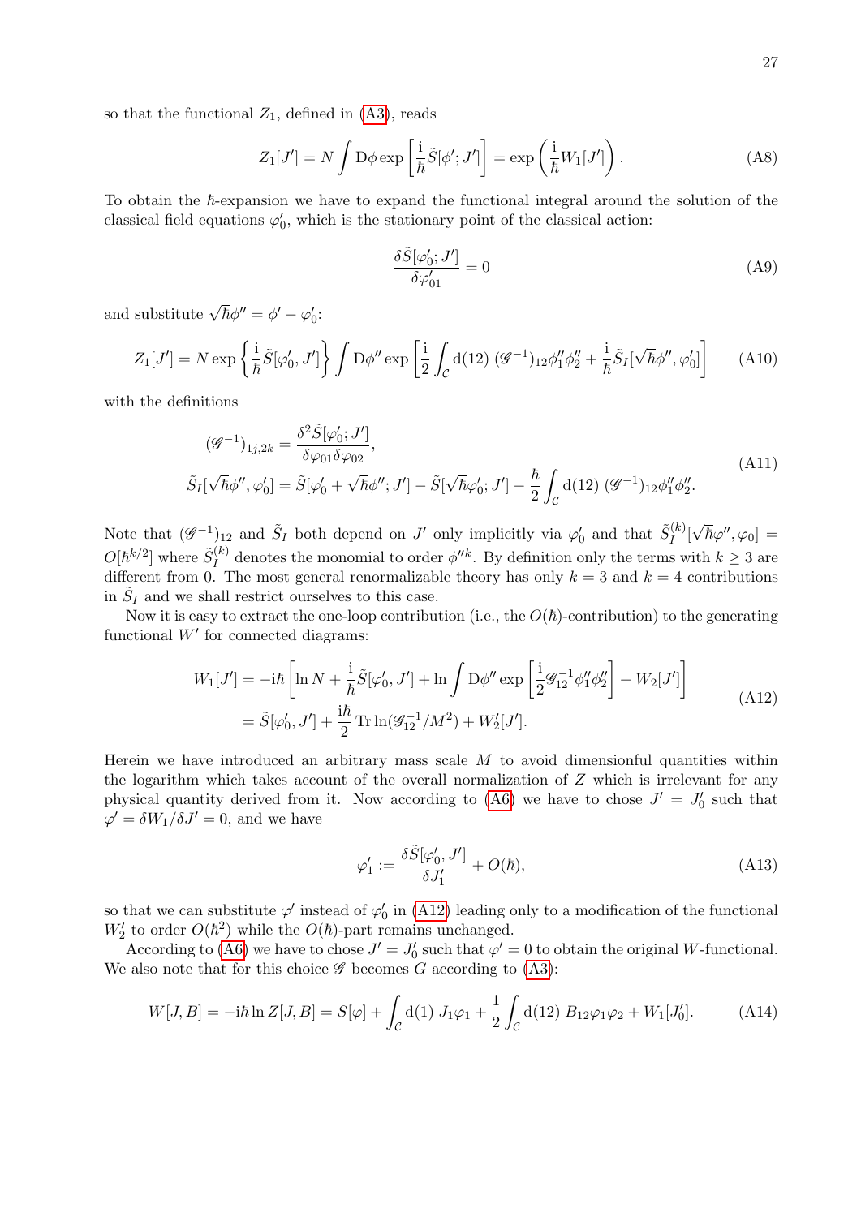so that the functional $Z_1$, defined in (A3), reads

$$Z_1[J'] = N \int \mathrm{D}\phi \exp\left[\frac{\mathrm{i}}{\hbar}\tilde{S}[\phi'; J']\right] = \exp\left(\frac{\mathrm{i}}{\hbar}W_1[J']\right). \tag{A8}$$

To obtain the $\hbar$-expansion we have to expand the functional integral around the solution of the classical field equations $\varphi_0'$, which is the stationary point of the classical action:

$$\frac{\delta \tilde{S}[\varphi_0'; J']}{\delta \varphi_{01}'} = 0 \tag{A9}$$

and substitute $\sqrt{\hbar}\phi'' = \phi' - \varphi_0'$:

$$Z_1[J'] = N \exp\left\{\frac{\mathrm{i}}{\hbar}\tilde{S}[\varphi_0', J']\right\} \int \mathrm{D}\phi'' \exp\left[\frac{\mathrm{i}}{2}\int_{\mathcal{C}} \mathrm{d}(12)\, (\mathscr{G}^{-1})_{12}\phi_1''\phi_2'' + \frac{\mathrm{i}}{\hbar}\tilde{S}_I[\sqrt{\hbar}\phi'', \varphi_0']\right] \tag{A10}$$

with the definitions

$$\begin{aligned}
(\mathscr{G}^{-1})_{1j,2k} &= \frac{\delta^2 \tilde{S}[\varphi_0'; J']}{\delta \varphi_{01} \delta \varphi_{02}}, \\
\tilde{S}_I[\sqrt{\hbar}\phi'', \varphi_0'] &= \tilde{S}[\varphi_0' + \sqrt{\hbar}\phi''; J'] - \tilde{S}[\sqrt{\hbar}\varphi_0'; J'] - \frac{\hbar}{2}\int_{\mathcal{C}} \mathrm{d}(12)\, (\mathscr{G}^{-1})_{12}\phi_1''\phi_2''.
\end{aligned} \tag{A11}$$

Note that $(\mathscr{G}^{-1})_{12}$ and $\tilde{S}_I$ both depend on $J'$ only implicitly via $\varphi_0'$ and that $\tilde{S}_I^{(k)}[\sqrt{\hbar}\varphi'', \varphi_0] = O[\hbar^{k/2}]$ where $\tilde{S}_I^{(k)}$ denotes the monomial to order $\phi''^k$. By definition only the terms with $k \geq 3$ are different from 0. The most general renormalizable theory has only $k = 3$ and $k = 4$ contributions in $\tilde{S}_I$ and we shall restrict ourselves to this case.

Now it is easy to extract the one-loop contribution (i.e., the $O(\hbar)$-contribution) to the generating functional $W'$ for connected diagrams:

$$\begin{aligned}
W_1[J'] &= -\mathrm{i}\hbar\left[\ln N + \frac{\mathrm{i}}{\hbar}\tilde{S}[\varphi_0', J'] + \ln \int \mathrm{D}\phi'' \exp\left[\frac{\mathrm{i}}{2}\mathscr{G}_{12}^{-1}\phi_1''\phi_2''\right] + W_2[J']\right] \\
&= \tilde{S}[\varphi_0', J'] + \frac{\mathrm{i}\hbar}{2}\operatorname{Tr}\ln(\mathscr{G}_{12}^{-1}/M^2) + W_2'[J'].
\end{aligned} \tag{A12}$$

Herein we have introduced an arbitrary mass scale $M$ to avoid dimensionful quantities within the logarithm which takes account of the overall normalization of $Z$ which is irrelevant for any physical quantity derived from it. Now according to (A6) we have to chose $J' = J_0'$ such that $\varphi' = \delta W_1/\delta J' = 0$, and we have

$$\varphi_1' := \frac{\delta \tilde{S}[\varphi_0', J']}{\delta J_1'} + O(\hbar), \tag{A13}$$

so that we can substitute $\varphi'$ instead of $\varphi_0'$ in (A12) leading only to a modification of the functional $W_2'$ to order $O(\hbar^2)$ while the $O(\hbar)$-part remains unchanged.

According to (A6) we have to chose $J' = J_0'$ such that $\varphi' = 0$ to obtain the original $W$-functional. We also note that for this choice $\mathscr{G}$ becomes $G$ according to (A3):

$$W[J, B] = -\mathrm{i}\hbar \ln Z[J, B] = S[\varphi] + \int_{\mathcal{C}} \mathrm{d}(1)\, J_1\varphi_1 + \frac{1}{2}\int_{\mathcal{C}} \mathrm{d}(12)\, B_{12}\varphi_1\varphi_2 + W_1[J_0']. \tag{A14}$$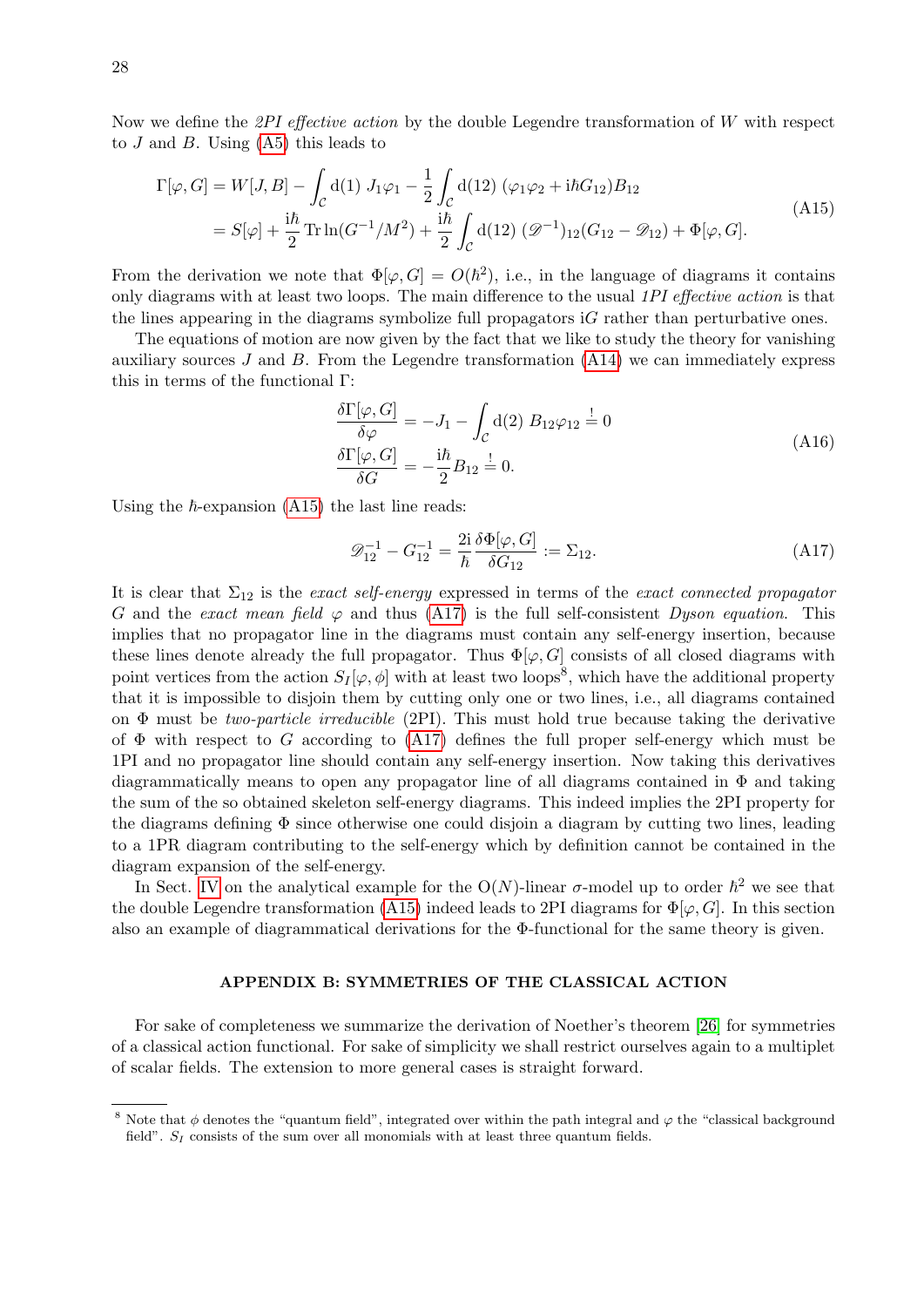Now we define the *2PI effective action* by the double Legendre transformation of $W$ with respect to $J$ and $B$. Using (A5) this leads to

$$
\begin{aligned}
\Gamma[\varphi, G] &= W[J, B] - \int_{\mathcal{C}} \mathrm{d}(1)\; J_1 \varphi_1 - \frac{1}{2} \int_{\mathcal{C}} \mathrm{d}(12)\; (\varphi_1 \varphi_2 + \mathrm{i}\hbar G_{12}) B_{12} \\
&= S[\varphi] + \frac{\mathrm{i}\hbar}{2} \operatorname{Tr} \ln(G^{-1}/M^2) + \frac{\mathrm{i}\hbar}{2} \int_{\mathcal{C}} \mathrm{d}(12)\; (\mathscr{D}^{-1})_{12} (G_{12} - \mathscr{D}_{12}) + \Phi[\varphi, G].
\end{aligned} \tag{A15}
$$

From the derivation we note that $\Phi[\varphi, G] = O(\hbar^2)$, i.e., in the language of diagrams it contains only diagrams with at least two loops. The main difference to the usual *1PI effective action* is that the lines appearing in the diagrams symbolize full propagators $\mathrm{i}G$ rather than perturbative ones.

The equations of motion are now given by the fact that we like to study the theory for vanishing auxiliary sources $J$ and $B$. From the Legendre transformation (A14) we can immediately express this in terms of the functional $\Gamma$:

$$
\begin{aligned}
\frac{\delta \Gamma[\varphi, G]}{\delta \varphi} &= -J_1 - \int_{\mathcal{C}} \mathrm{d}(2)\; B_{12} \varphi_{12} \stackrel{!}{=} 0 \\
\frac{\delta \Gamma[\varphi, G]}{\delta G} &= -\frac{\mathrm{i}\hbar}{2} B_{12} \stackrel{!}{=} 0.
\end{aligned} \tag{A16}
$$

Using the $\hbar$-expansion (A15) the last line reads:

$$
\mathscr{D}_{12}^{-1} - G_{12}^{-1} = \frac{2\mathrm{i}}{\hbar} \frac{\delta \Phi[\varphi, G]}{\delta G_{12}} := \Sigma_{12}. \tag{A17}
$$

It is clear that $\Sigma_{12}$ is the *exact self-energy* expressed in terms of the *exact connected propagator* $G$ and the *exact mean field* $\varphi$ and thus (A17) is the full self-consistent *Dyson equation*. This implies that no propagator line in the diagrams must contain any self-energy insertion, because these lines denote already the full propagator. Thus $\Phi[\varphi, G]$ consists of all closed diagrams with point vertices from the action $S_I[\varphi, \phi]$ with at least two loops[8], which have the additional property that it is impossible to disjoin them by cutting only one or two lines, i.e., all diagrams contained on $\Phi$ must be *two-particle irreducible* (2PI). This must hold true because taking the derivative of $\Phi$ with respect to $G$ according to (A17) defines the full proper self-energy which must be 1PI and no propagator line should contain any self-energy insertion. Now taking this derivatives diagrammatically means to open any propagator line of all diagrams contained in $\Phi$ and taking the sum of the so obtained skeleton self-energy diagrams. This indeed implies the 2PI property for the diagrams defining $\Phi$ since otherwise one could disjoin a diagram by cutting two lines, leading to a 1PR diagram contributing to the self-energy which by definition cannot be contained in the diagram expansion of the self-energy.

In Sect. IV on the analytical example for the $\mathrm{O}(N)$-linear $\sigma$-model up to order $\hbar^2$ we see that the double Legendre transformation (A15) indeed leads to 2PI diagrams for $\Phi[\varphi, G]$. In this section also an example of diagrammatical derivations for the $\Phi$-functional for the same theory is given.

## APPENDIX B: SYMMETRIES OF THE CLASSICAL ACTION

For sake of completeness we summarize the derivation of Noether's theorem [26] for symmetries of a classical action functional. For sake of simplicity we shall restrict ourselves again to a multiplet of scalar fields. The extension to more general cases is straight forward.

---

[8] Note that $\phi$ denotes the "quantum field", integrated over within the path integral and $\varphi$ the "classical background field". $S_I$ consists of the sum over all monomials with at least three quantum fields.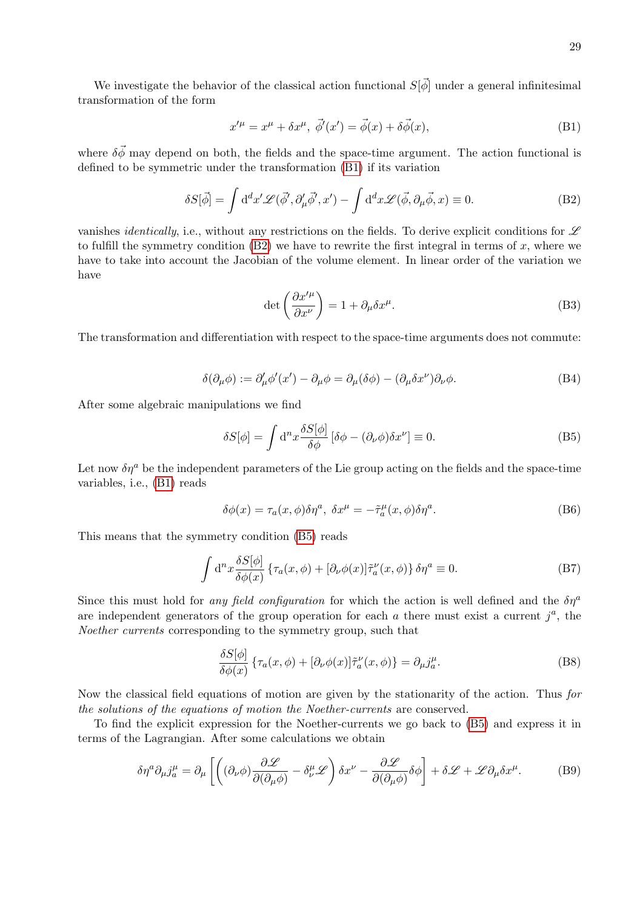We investigate the behavior of the classical action functional $S[\vec{\phi}]$ under a general infinitesimal transformation of the form

$$x'^{\mu} = x^{\mu} + \delta x^{\mu}, \; \vec{\phi}'(x') = \vec{\phi}(x) + \delta\vec{\phi}(x), \tag{B1}$$

where $\delta\vec{\phi}$ may depend on both, the fields and the space-time argument. The action functional is defined to be symmetric under the transformation (B1) if its variation

$$\delta S[\vec{\phi}] = \int \mathrm{d}^d x' \mathscr{L}(\vec{\phi}', \partial'_{\mu}\vec{\phi}', x') - \int \mathrm{d}^d x \mathscr{L}(\vec{\phi}, \partial_{\mu}\vec{\phi}, x) \equiv 0. \tag{B2}$$

vanishes *identically*, i.e., without any restrictions on the fields. To derive explicit conditions for $\mathscr{L}$ to fulfill the symmetry condition (B2) we have to rewrite the first integral in terms of $x$, where we have to take into account the Jacobian of the volume element. In linear order of the variation we have

$$\det\left(\frac{\partial x'^{\mu}}{\partial x^{\nu}}\right) = 1 + \partial_{\mu}\delta x^{\mu}. \tag{B3}$$

The transformation and differentiation with respect to the space-time arguments does not commute:

$$\delta(\partial_{\mu}\phi) := \partial'_{\mu}\phi'(x') - \partial_{\mu}\phi = \partial_{\mu}(\delta\phi) - (\partial_{\mu}\delta x^{\nu})\partial_{\nu}\phi. \tag{B4}$$

After some algebraic manipulations we find

$$\delta S[\phi] = \int \mathrm{d}^n x \frac{\delta S[\phi]}{\delta\phi} \left[\delta\phi - (\partial_{\nu}\phi)\delta x^{\nu}\right] \equiv 0. \tag{B5}$$

Let now $\delta\eta^a$ be the independent parameters of the Lie group acting on the fields and the space-time variables, i.e., (B1) reads

$$\delta\phi(x) = \tau_a(x, \phi)\delta\eta^a, \; \delta x^{\mu} = -\tilde{\tau}^{\mu}_a(x, \phi)\delta\eta^a. \tag{B6}$$

This means that the symmetry condition (B5) reads

$$\int \mathrm{d}^n x \frac{\delta S[\phi]}{\delta\phi(x)} \left\{\tau_a(x, \phi) + [\partial_{\nu}\phi(x)]\tilde{\tau}^{\nu}_a(x, \phi)\right\} \delta\eta^a \equiv 0. \tag{B7}$$

Since this must hold for *any field configuration* for which the action is well defined and the $\delta\eta^a$ are independent generators of the group operation for each $a$ there must exist a current $j^a$, the *Noether currents* corresponding to the symmetry group, such that

$$\frac{\delta S[\phi]}{\delta\phi(x)} \left\{\tau_a(x, \phi) + [\partial_{\nu}\phi(x)]\tilde{\tau}^{\nu}_a(x, \phi)\right\} = \partial_{\mu} j^{\mu}_a. \tag{B8}$$

Now the classical field equations of motion are given by the stationarity of the action. Thus *for the solutions of the equations of motion the Noether-currents* are conserved.

To find the explicit expression for the Noether-currents we go back to (B5) and express it in terms of the Lagrangian. After some calculations we obtain

$$\delta\eta^a \partial_{\mu} j^{\mu}_a = \partial_{\mu}\left[\left((\partial_{\nu}\phi)\frac{\partial\mathscr{L}}{\partial(\partial_{\mu}\phi)} - \delta^{\mu}_{\nu}\mathscr{L}\right)\delta x^{\nu} - \frac{\partial\mathscr{L}}{\partial(\partial_{\mu}\phi)}\delta\phi\right] + \delta\mathscr{L} + \mathscr{L}\partial_{\mu}\delta x^{\mu}. \tag{B9}$$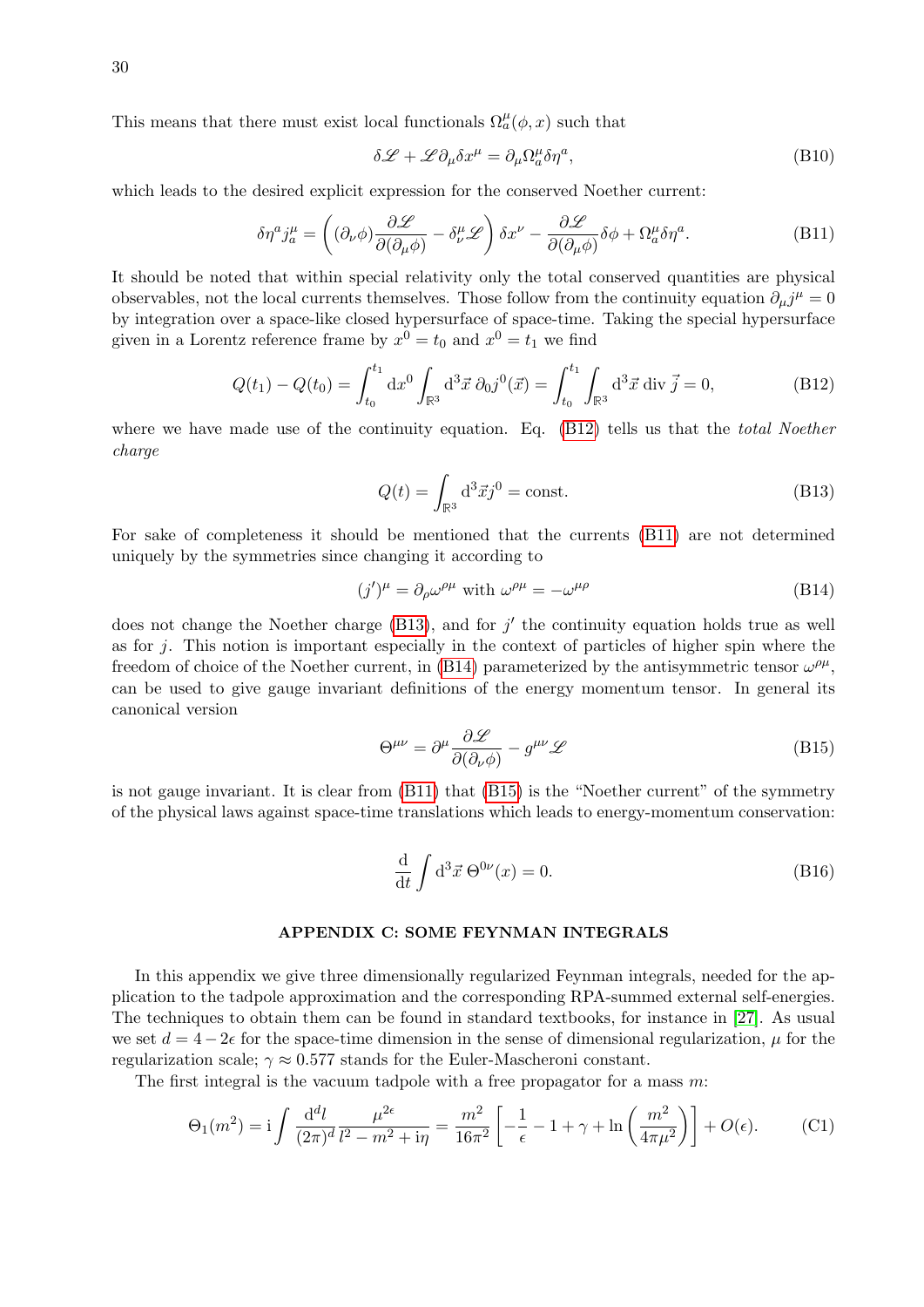This means that there must exist local functionals $\Omega_a^\mu(\phi, x)$ such that

$$\delta\mathscr{L} + \mathscr{L}\partial_\mu \delta x^\mu = \partial_\mu \Omega_a^\mu \delta\eta^a, \tag{B10}$$

which leads to the desired explicit expression for the conserved Noether current:

$$\delta\eta^a j_a^\mu = \left( (\partial_\nu \phi) \frac{\partial \mathscr{L}}{\partial(\partial_\mu \phi)} - \delta_\nu^\mu \mathscr{L} \right) \delta x^\nu - \frac{\partial \mathscr{L}}{\partial(\partial_\mu \phi)} \delta\phi + \Omega_a^\mu \delta\eta^a. \tag{B11}$$

It should be noted that within special relativity only the total conserved quantities are physical observables, not the local currents themselves. Those follow from the continuity equation $\partial_\mu j^\mu = 0$ by integration over a space-like closed hypersurface of space-time. Taking the special hypersurface given in a Lorentz reference frame by $x^0 = t_0$ and $x^0 = t_1$ we find

$$Q(t_1) - Q(t_0) = \int_{t_0}^{t_1} \mathrm{d}x^0 \int_{\mathbb{R}^3} \mathrm{d}^3\vec{x}\, \partial_0 j^0(\vec{x}) = \int_{t_0}^{t_1} \int_{\mathbb{R}^3} \mathrm{d}^3\vec{x}\, \mathrm{div}\, \vec{j} = 0, \tag{B12}$$

where we have made use of the continuity equation. Eq. (B12) tells us that the *total Noether charge*

$$Q(t) = \int_{\mathbb{R}^3} \mathrm{d}^3\vec{x} j^0 = \text{const.} \tag{B13}$$

For sake of completeness it should be mentioned that the currents (B11) are not determined uniquely by the symmetries since changing it according to

$$(j')^\mu = \partial_\rho \omega^{\rho\mu} \text{ with } \omega^{\rho\mu} = -\omega^{\mu\rho} \tag{B14}$$

does not change the Noether charge (B13), and for $j'$ the continuity equation holds true as well as for $j$. This notion is important especially in the context of particles of higher spin where the freedom of choice of the Noether current, in (B14) parameterized by the antisymmetric tensor $\omega^{\rho\mu}$, can be used to give gauge invariant definitions of the energy momentum tensor. In general its canonical version

$$\Theta^{\mu\nu} = \partial^\mu \frac{\partial \mathscr{L}}{\partial(\partial_\nu \phi)} - g^{\mu\nu} \mathscr{L} \tag{B15}$$

is not gauge invariant. It is clear from (B11) that (B15) is the "Noether current" of the symmetry of the physical laws against space-time translations which leads to energy-momentum conservation:

$$\frac{\mathrm{d}}{\mathrm{d}t} \int \mathrm{d}^3\vec{x}\, \Theta^{0\nu}(x) = 0. \tag{B16}$$

## APPENDIX C: SOME FEYNMAN INTEGRALS

In this appendix we give three dimensionally regularized Feynman integrals, needed for the application to the tadpole approximation and the corresponding RPA-summed external self-energies. The techniques to obtain them can be found in standard textbooks, for instance in [27]. As usual we set $d = 4 - 2\epsilon$ for the space-time dimension in the sense of dimensional regularization, $\mu$ for the regularization scale; $\gamma \approx 0.577$ stands for the Euler-Mascheroni constant.

The first integral is the vacuum tadpole with a free propagator for a mass $m$:

$$\Theta_1(m^2) = \mathrm{i} \int \frac{\mathrm{d}^d l}{(2\pi)^d} \frac{\mu^{2\epsilon}}{l^2 - m^2 + \mathrm{i}\eta} = \frac{m^2}{16\pi^2} \left[ -\frac{1}{\epsilon} - 1 + \gamma + \ln\left( \frac{m^2}{4\pi\mu^2} \right) \right] + O(\epsilon). \tag{C1}$$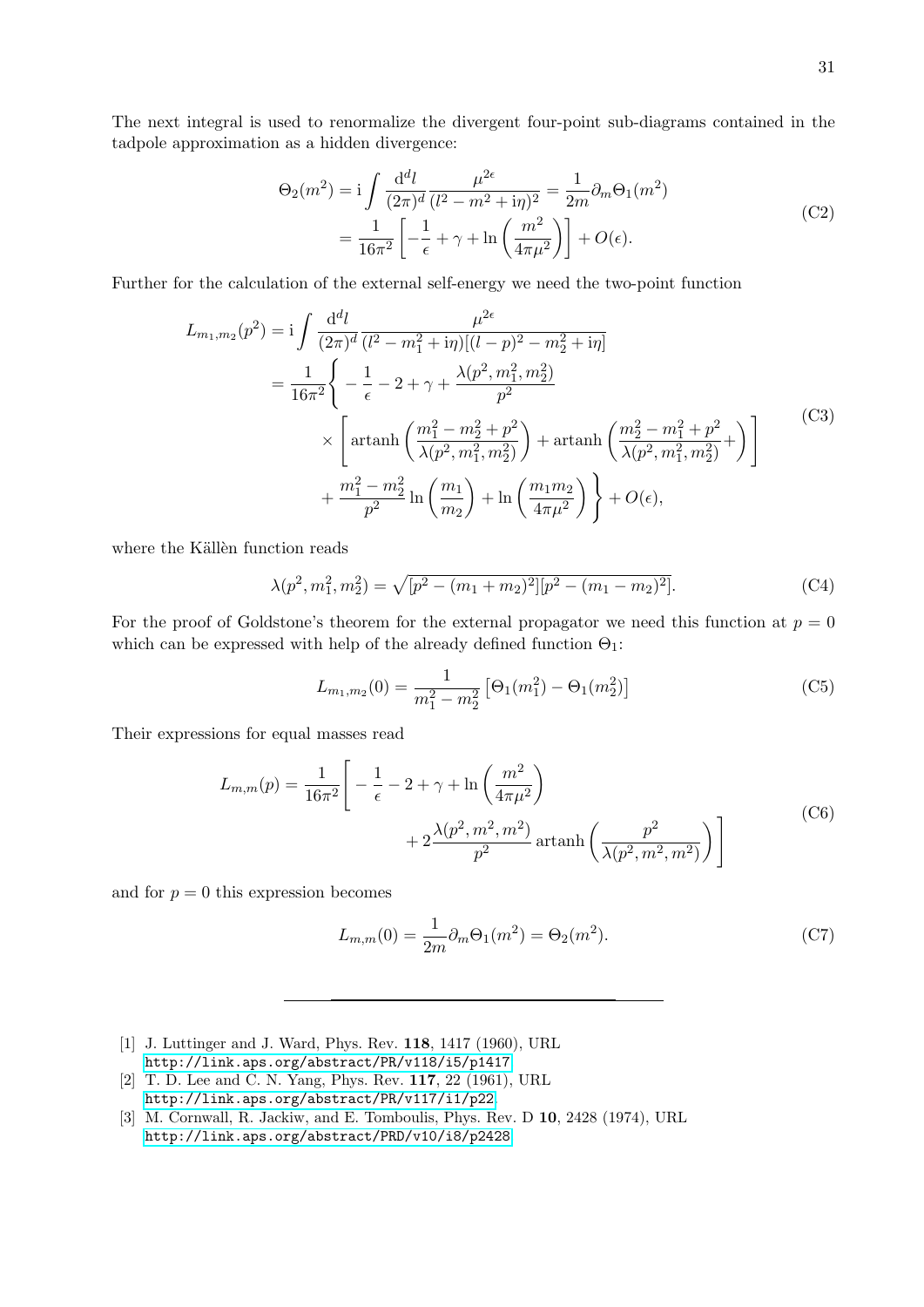The next integral is used to renormalize the divergent four-point sub-diagrams contained in the tadpole approximation as a hidden divergence:

$$
\begin{aligned}
\Theta_2(m^2) &= \mathrm{i} \int \frac{\mathrm{d}^d l}{(2\pi)^d} \frac{\mu^{2\epsilon}}{(l^2 - m^2 + \mathrm{i}\eta)^2} = \frac{1}{2m} \partial_m \Theta_1(m^2) \\
&= \frac{1}{16\pi^2} \left[ -\frac{1}{\epsilon} + \gamma + \ln\left(\frac{m^2}{4\pi\mu^2}\right) \right] + O(\epsilon).
\end{aligned}
\tag{C2}
$$

Further for the calculation of the external self-energy we need the two-point function

$$
\begin{aligned}
L_{m_1,m_2}(p^2) &= \mathrm{i} \int \frac{\mathrm{d}^d l}{(2\pi)^d} \frac{\mu^{2\epsilon}}{(l^2 - m_1^2 + \mathrm{i}\eta)[(l-p)^2 - m_2^2 + \mathrm{i}\eta]} \\
&= \frac{1}{16\pi^2} \Bigg\{ -\frac{1}{\epsilon} - 2 + \gamma + \frac{\lambda(p^2, m_1^2, m_2^2)}{p^2} \\
&\quad \times \left[ \operatorname{artanh}\left(\frac{m_1^2 - m_2^2 + p^2}{\lambda(p^2, m_1^2, m_2^2)}\right) + \operatorname{artanh}\left(\frac{m_2^2 - m_1^2 + p^2}{\lambda(p^2, m_1^2, m_2^2)} + \right) \right] \\
&\quad + \frac{m_1^2 - m_2^2}{p^2} \ln\left(\frac{m_1}{m_2}\right) + \ln\left(\frac{m_1 m_2}{4\pi\mu^2}\right) \Bigg\} + O(\epsilon),
\end{aligned}
\tag{C3}
$$

where the Källèn function reads

$$
\lambda(p^2, m_1^2, m_2^2) = \sqrt{[p^2 - (m_1 + m_2)^2][p^2 - (m_1 - m_2)^2]}. \tag{C4}
$$

For the proof of Goldstone's theorem for the external propagator we need this function at $p = 0$ which can be expressed with help of the already defined function $\Theta_1$:

$$
L_{m_1,m_2}(0) = \frac{1}{m_1^2 - m_2^2} \left[ \Theta_1(m_1^2) - \Theta_1(m_2^2) \right] \tag{C5}
$$

Their expressions for equal masses read

$$
\begin{aligned}
L_{m,m}(p) = \frac{1}{16\pi^2} \Bigg[ &-\frac{1}{\epsilon} - 2 + \gamma + \ln\left(\frac{m^2}{4\pi\mu^2}\right) \\
&+ 2 \frac{\lambda(p^2, m^2, m^2)}{p^2} \operatorname{artanh}\left(\frac{p^2}{\lambda(p^2, m^2, m^2)}\right) \Bigg]
\end{aligned}
\tag{C6}
$$

and for $p = 0$ this expression becomes

$$
L_{m,m}(0) = \frac{1}{2m} \partial_m \Theta_1(m^2) = \Theta_2(m^2). \tag{C7}
$$

---

[1] J. Luttinger and J. Ward, Phys. Rev. **118**, 1417 (1960), URL http://link.aps.org/abstract/PR/v118/i5/p1417.

[2] T. D. Lee and C. N. Yang, Phys. Rev. **117**, 22 (1961), URL http://link.aps.org/abstract/PR/v117/i1/p22.

[3] M. Cornwall, R. Jackiw, and E. Tomboulis, Phys. Rev. D **10**, 2428 (1974), URL http://link.aps.org/abstract/PRD/v10/i8/p2428.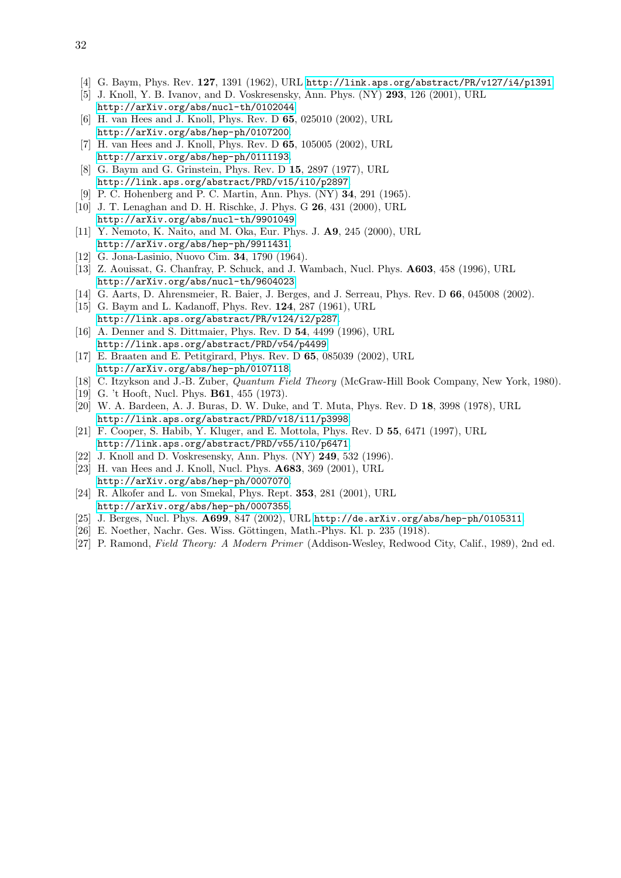[4] G. Baym, Phys. Rev. **127**, 1391 (1962), URL http://link.aps.org/abstract/PR/v127/i4/p1391.

[5] J. Knoll, Y. B. Ivanov, and D. Voskresensky, Ann. Phys. (NY) **293**, 126 (2001), URL http://arXiv.org/abs/nucl-th/0102044.

[6] H. van Hees and J. Knoll, Phys. Rev. D **65**, 025010 (2002), URL http://arXiv.org/abs/hep-ph/0107200.

[7] H. van Hees and J. Knoll, Phys. Rev. D **65**, 105005 (2002), URL http://arxiv.org/abs/hep-ph/0111193.

[8] G. Baym and G. Grinstein, Phys. Rev. D **15**, 2897 (1977), URL http://link.aps.org/abstract/PRD/v15/i10/p2897.

[9] P. C. Hohenberg and P. C. Martin, Ann. Phys. (NY) **34**, 291 (1965).

[10] J. T. Lenaghan and D. H. Rischke, J. Phys. G **26**, 431 (2000), URL http://arXiv.org/abs/nucl-th/9901049.

[11] Y. Nemoto, K. Naito, and M. Oka, Eur. Phys. J. **A9**, 245 (2000), URL http://arXiv.org/abs/hep-ph/9911431.

[12] G. Jona-Lasinio, Nuovo Cim. **34**, 1790 (1964).

[13] Z. Aouissat, G. Chanfray, P. Schuck, and J. Wambach, Nucl. Phys. **A603**, 458 (1996), URL http://arXiv.org/abs/nucl-th/9604023.

[14] G. Aarts, D. Ahrensmeier, R. Baier, J. Berges, and J. Serreau, Phys. Rev. D **66**, 045008 (2002).

[15] G. Baym and L. Kadanoff, Phys. Rev. **124**, 287 (1961), URL http://link.aps.org/abstract/PR/v124/i2/p287.

[16] A. Denner and S. Dittmaier, Phys. Rev. D **54**, 4499 (1996), URL http://link.aps.org/abstract/PRD/v54/p4499.

[17] E. Braaten and E. Petitgirard, Phys. Rev. D **65**, 085039 (2002), URL http://arXiv.org/abs/hep-ph/0107118.

[18] C. Itzykson and J.-B. Zuber, *Quantum Field Theory* (McGraw-Hill Book Company, New York, 1980).

[19] G. 't Hooft, Nucl. Phys. **B61**, 455 (1973).

[20] W. A. Bardeen, A. J. Buras, D. W. Duke, and T. Muta, Phys. Rev. D **18**, 3998 (1978), URL http://link.aps.org/abstract/PRD/v18/i11/p3998.

[21] F. Cooper, S. Habib, Y. Kluger, and E. Mottola, Phys. Rev. D **55**, 6471 (1997), URL http://link.aps.org/abstract/PRD/v55/i10/p6471.

[22] J. Knoll and D. Voskresensky, Ann. Phys. (NY) **249**, 532 (1996).

[23] H. van Hees and J. Knoll, Nucl. Phys. **A683**, 369 (2001), URL http://arXiv.org/abs/hep-ph/0007070.

[24] R. Alkofer and L. von Smekal, Phys. Rept. **353**, 281 (2001), URL http://arXiv.org/abs/hep-ph/0007355.

[25] J. Berges, Nucl. Phys. **A699**, 847 (2002), URL http://de.arXiv.org/abs/hep-ph/0105311.

[26] E. Noether, Nachr. Ges. Wiss. Göttingen, Math.-Phys. Kl. p. 235 (1918).

[27] P. Ramond, *Field Theory: A Modern Primer* (Addison-Wesley, Redwood City, Calif., 1989), 2nd ed.